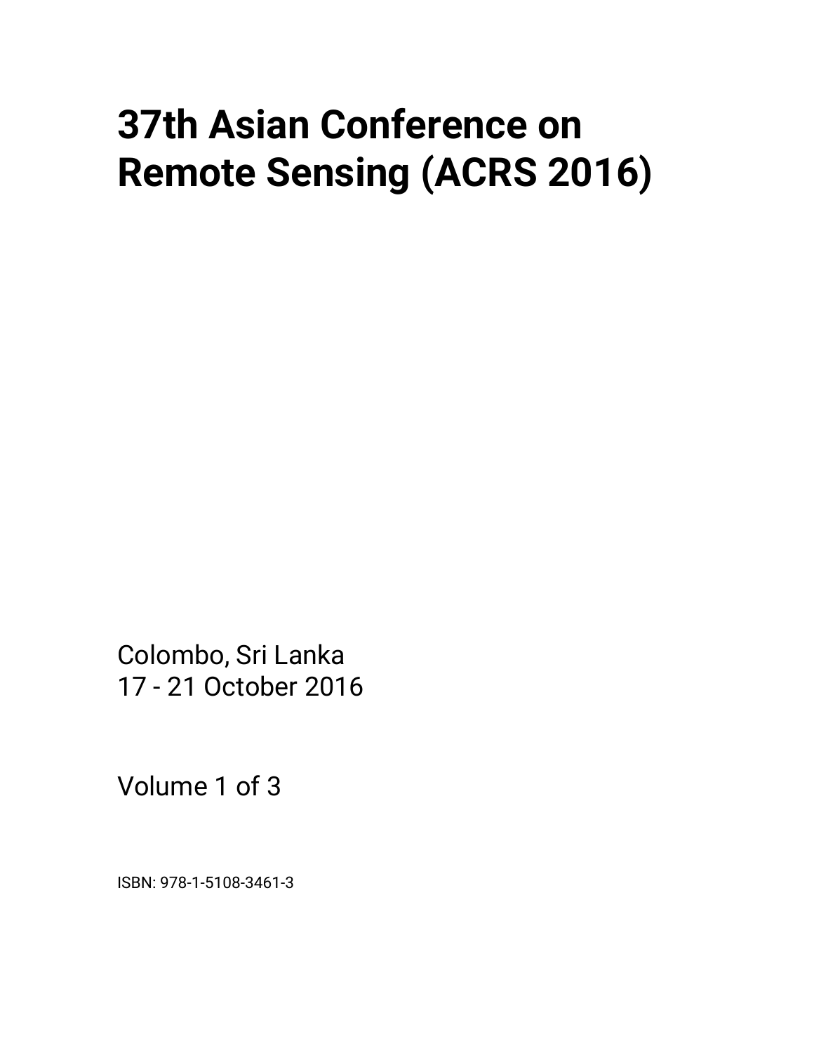# 37th Asian Conference on Remote Sensing (ACRS 2016)

Colombo, Sri Lanka
17 - 21 October 2016

Volume 1 of 3

ISBN: 978-1-5108-3461-3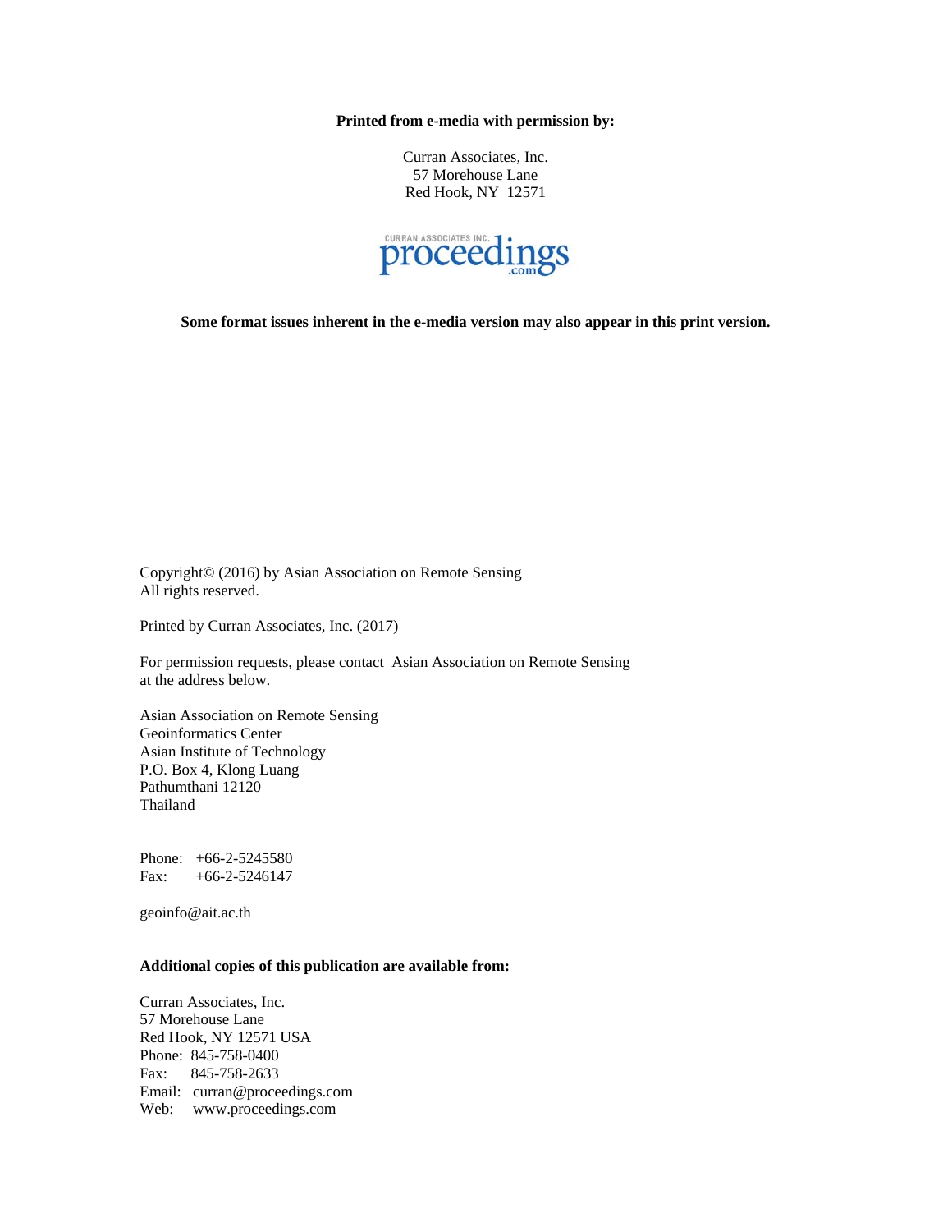**Printed from e-media with permission by:**

Curran Associates, Inc.
57 Morehouse Lane
Red Hook, NY 12571

CURRAN ASSOCIATES INC. proceedings.com

**Some format issues inherent in the e-media version may also appear in this print version.**

Copyright© (2016) by Asian Association on Remote Sensing
All rights reserved.

Printed by Curran Associates, Inc. (2017)

For permission requests, please contact Asian Association on Remote Sensing at the address below.

Asian Association on Remote Sensing
Geoinformatics Center
Asian Institute of Technology
P.O. Box 4, Klong Luang
Pathumthani 12120
Thailand

Phone: +66-2-5245580
Fax: +66-2-5246147

geoinfo@ait.ac.th

**Additional copies of this publication are available from:**

Curran Associates, Inc.
57 Morehouse Lane
Red Hook, NY 12571 USA
Phone: 845-758-0400
Fax: 845-758-2633
Email: curran@proceedings.com
Web: www.proceedings.com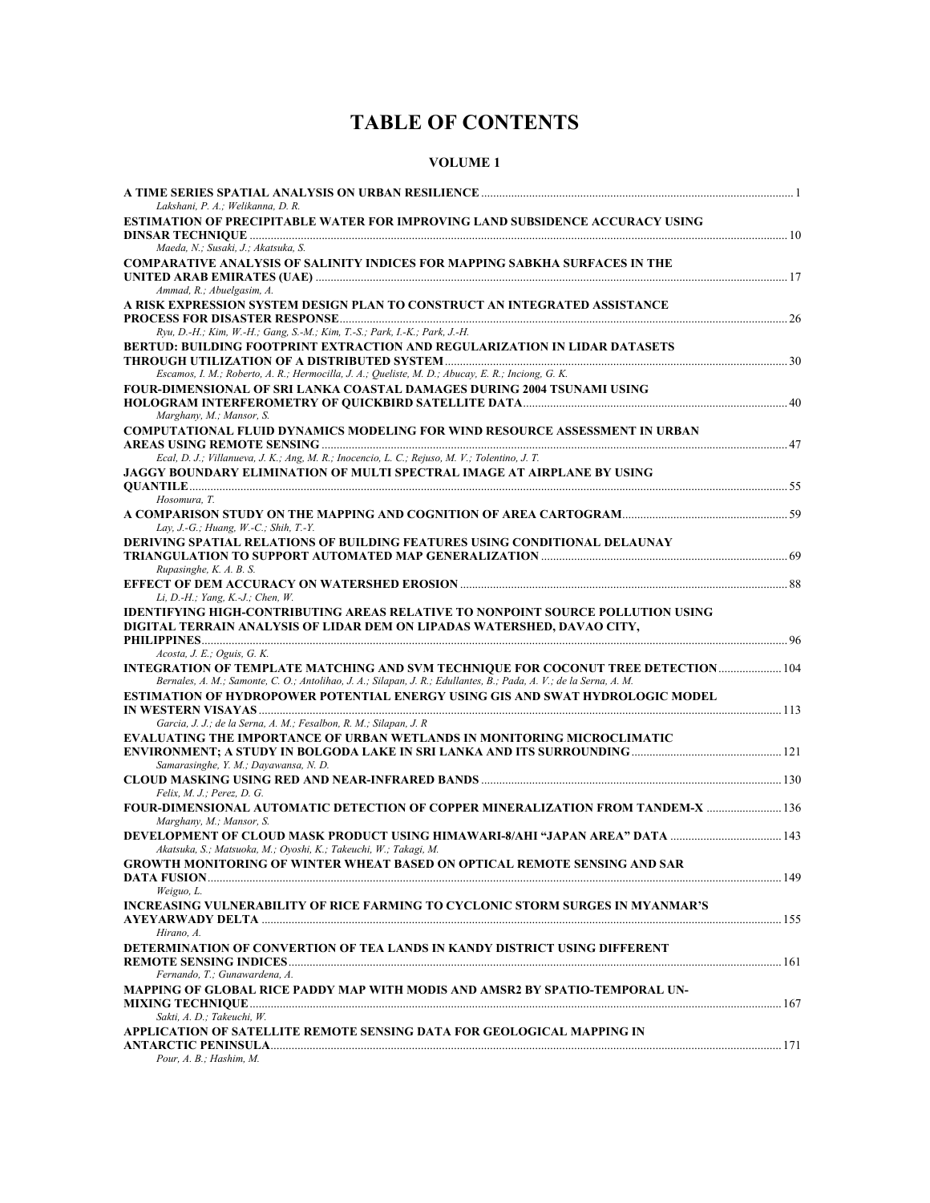# TABLE OF CONTENTS

## VOLUME 1

**A TIME SERIES SPATIAL ANALYSIS ON URBAN RESILIENCE** ........ 1
*Lakshani, P. A.; Welikanna, D. R.*

**ESTIMATION OF PRECIPITABLE WATER FOR IMPROVING LAND SUBSIDENCE ACCURACY USING DINSAR TECHNIQUE** ........ 10
*Maeda, N.; Susaki, J.; Akatsuka, S.*

**COMPARATIVE ANALYSIS OF SALINITY INDICES FOR MAPPING SABKHA SURFACES IN THE UNITED ARAB EMIRATES (UAE)** ........ 17
*Ammad, R.; Abuelgasim, A.*

**A RISK EXPRESSION SYSTEM DESIGN PLAN TO CONSTRUCT AN INTEGRATED ASSISTANCE PROCESS FOR DISASTER RESPONSE** ........ 26
*Ryu, D.-H.; Kim, W.-H.; Gang, S.-M.; Kim, T.-S.; Park, I.-K.; Park, J.-H.*

**BERTUD: BUILDING FOOTPRINT EXTRACTION AND REGULARIZATION IN LIDAR DATASETS THROUGH UTILIZATION OF A DISTRIBUTED SYSTEM** ........ 30
*Escamos, I. M.; Roberto, A. R.; Hermocilla, J. A.; Queliste, M. D.; Abucay, E. R.; Inciong, G. K.*

**FOUR-DIMENSIONAL OF SRI LANKA COASTAL DAMAGES DURING 2004 TSUNAMI USING HOLOGRAM INTERFEROMETRY OF QUICKBIRD SATELLITE DATA** ........ 40
*Marghany, M.; Mansor, S.*

**COMPUTATIONAL FLUID DYNAMICS MODELING FOR WIND RESOURCE ASSESSMENT IN URBAN AREAS USING REMOTE SENSING** ........ 47
*Ecal, D. J.; Villanueva, J. K.; Ang, M. R.; Inocencio, L. C.; Rejuso, M. V.; Tolentino, J. T.*

**JAGGY BOUNDARY ELIMINATION OF MULTI SPECTRAL IMAGE AT AIRPLANE BY USING QUANTILE** ........ 55
*Hosomura, T.*

**A COMPARISON STUDY ON THE MAPPING AND COGNITION OF AREA CARTOGRAM** ........ 59
*Lay, J.-G.; Huang, W.-C.; Shih, T.-Y.*

**DERIVING SPATIAL RELATIONS OF BUILDING FEATURES USING CONDITIONAL DELAUNAY TRIANGULATION TO SUPPORT AUTOMATED MAP GENERALIZATION** ........ 69
*Rupasinghe, K. A. B. S.*

**EFFECT OF DEM ACCURACY ON WATERSHED EROSION** ........ 88
*Li, D.-H.; Yang, K.-J.; Chen, W.*

**IDENTIFYING HIGH-CONTRIBUTING AREAS RELATIVE TO NONPOINT SOURCE POLLUTION USING DIGITAL TERRAIN ANALYSIS OF LIDAR DEM ON LIPADAS WATERSHED, DAVAO CITY, PHILIPPINES** ........ 96
*Acosta, J. E.; Oguis, G. K.*

**INTEGRATION OF TEMPLATE MATCHING AND SVM TECHNIQUE FOR COCONUT TREE DETECTION** ........ 104
*Bernales, A. M.; Samonte, C. O.; Antolihao, J. A.; Silapan, J. R.; Edullantes, B.; Pada, A. V.; de la Serna, A. M.*

**ESTIMATION OF HYDROPOWER POTENTIAL ENERGY USING GIS AND SWAT HYDROLOGIC MODEL IN WESTERN VISAYAS** ........ 113
*Garcia, J. J.; de la Serna, A. M.; Fesalbon, R. M.; Silapan, J. R*

**EVALUATING THE IMPORTANCE OF URBAN WETLANDS IN MONITORING MICROCLIMATIC ENVIRONMENT; A STUDY IN BOLGODA LAKE IN SRI LANKA AND ITS SURROUNDING** ........ 121
*Samarasinghe, Y. M.; Dayawansa, N. D.*

**CLOUD MASKING USING RED AND NEAR-INFRARED BANDS** ........ 130
*Felix, M. J.; Perez, D. G.*

**FOUR-DIMENSIONAL AUTOMATIC DETECTION OF COPPER MINERALIZATION FROM TANDEM-X** ........ 136
*Marghany, M.; Mansor, S.*

**DEVELOPMENT OF CLOUD MASK PRODUCT USING HIMAWARI-8/AHI "JAPAN AREA" DATA** ........ 143
*Akatsuka, S.; Matsuoka, M.; Oyoshi, K.; Takeuchi, W.; Takagi, M.*

**GROWTH MONITORING OF WINTER WHEAT BASED ON OPTICAL REMOTE SENSING AND SAR DATA FUSION** ........ 149
*Weiguo, L.*

**INCREASING VULNERABILITY OF RICE FARMING TO CYCLONIC STORM SURGES IN MYANMAR'S AYEYARWADY DELTA** ........ 155
*Hirano, A.*

**DETERMINATION OF CONVERTION OF TEA LANDS IN KANDY DISTRICT USING DIFFERENT REMOTE SENSING INDICES** ........ 161
*Fernando, T.; Gunawardena, A.*

**MAPPING OF GLOBAL RICE PADDY MAP WITH MODIS AND AMSR2 BY SPATIO-TEMPORAL UN-MIXING TECHNIQUE** ........ 167
*Sakti, A. D.; Takeuchi, W.*

**APPLICATION OF SATELLITE REMOTE SENSING DATA FOR GEOLOGICAL MAPPING IN ANTARCTIC PENINSULA** ........ 171
*Pour, A. B.; Hashim, M.*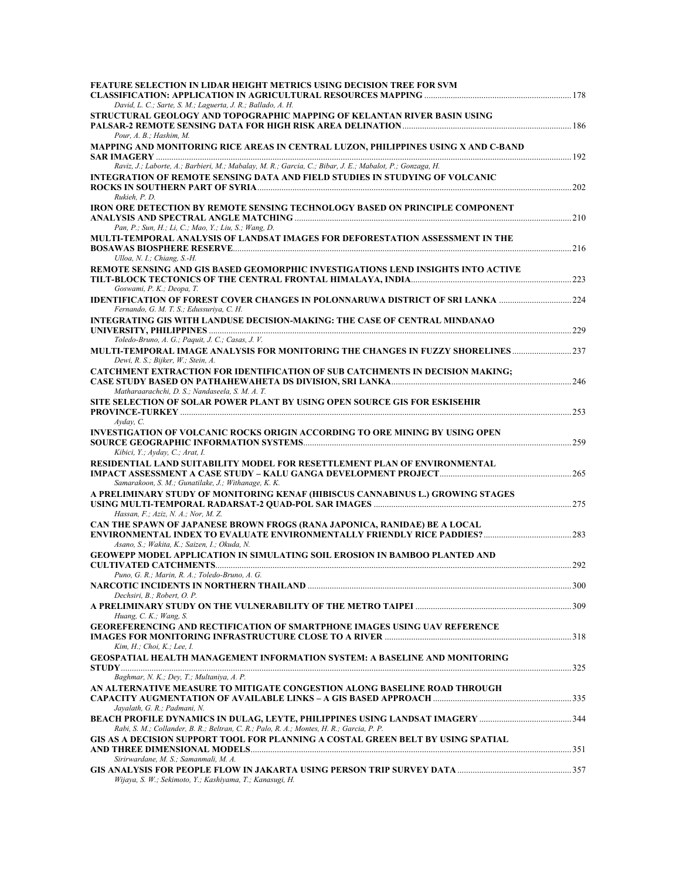**FEATURE SELECTION IN LIDAR HEIGHT METRICS USING DECISION TREE FOR SVM CLASSIFICATION: APPLICATION IN AGRICULTURAL RESOURCES MAPPING** ..... 178
*David, L. C.; Sarte, S. M.; Laguerta, J. R.; Ballado, A. H.*

**STRUCTURAL GEOLOGY AND TOPOGRAPHIC MAPPING OF KELANTAN RIVER BASIN USING PALSAR-2 REMOTE SENSING DATA FOR HIGH RISK AREA DELINATION** ..... 186
*Pour, A. B.; Hashim, M.*

**MAPPING AND MONITORING RICE AREAS IN CENTRAL LUZON, PHILIPPINES USING X AND C-BAND SAR IMAGERY** ..... 192
*Raviz, J.; Laborte, A.; Barbieri, M.; Mabalay, M. R.; Garcia, C.; Bibar, J. E.; Mabalot, P.; Gonzaga, H.*

**INTEGRATION OF REMOTE SENSING DATA AND FIELD STUDIES IN STUDYING OF VOLCANIC ROCKS IN SOUTHERN PART OF SYRIA** ..... 202
*Rukieh, P. D.*

**IRON ORE DETECTION BY REMOTE SENSING TECHNOLOGY BASED ON PRINCIPLE COMPONENT ANALYSIS AND SPECTRAL ANGLE MATCHING** ..... 210
*Pan, P.; Sun, H.; Li, C.; Mao, Y.; Liu, S.; Wang, D.*

**MULTI-TEMPORAL ANALYSIS OF LANDSAT IMAGES FOR DEFORESTATION ASSESSMENT IN THE BOSAWAS BIOSPHERE RESERVE** ..... 216
*Ulloa, N. I.; Chiang, S.-H.*

**REMOTE SENSING AND GIS BASED GEOMORPHIC INVESTIGATIONS LEND INSIGHTS INTO ACTIVE TILT-BLOCK TECTONICS OF THE CENTRAL FRONTAL HIMALAYA, INDIA** ..... 223
*Goswami, P. K.; Deopa, T.*

**IDENTIFICATION OF FOREST COVER CHANGES IN POLONNARUWA DISTRICT OF SRI LANKA** ..... 224
*Fernando, G. M. T. S.; Edussuriya, C. H.*

**INTEGRATING GIS WITH LANDUSE DECISION-MAKING: THE CASE OF CENTRAL MINDANAO UNIVERSITY, PHILIPPINES** ..... 229
*Toledo-Bruno, A. G.; Paquit, J. C.; Casas, J. V.*

**MULTI-TEMPORAL IMAGE ANALYSIS FOR MONITORING THE CHANGES IN FUZZY SHORELINES** ..... 237
*Dewi, R. S.; Bijker, W.; Stein, A.*

**CATCHMENT EXTRACTION FOR IDENTIFICATION OF SUB CATCHMENTS IN DECISION MAKING; CASE STUDY BASED ON PATHAHEWAHETA DS DIVISION, SRI LANKA** ..... 246
*Matharaarachchi, D. S.; Nandaseela, S. M. A. T.*

**SITE SELECTION OF SOLAR POWER PLANT BY USING OPEN SOURCE GIS FOR ESKISEHIR PROVINCE-TURKEY** ..... 253
*Ayday, C.*

**INVESTIGATION OF VOLCANIC ROCKS ORIGIN ACCORDING TO ORE MINING BY USING OPEN SOURCE GEOGRAPHIC INFORMATION SYSTEMS** ..... 259
*Kibici, Y.; Ayday, C.; Arat, I.*

**RESIDENTIAL LAND SUITABILITY MODEL FOR RESETTLEMENT PLAN OF ENVIRONMENTAL IMPACT ASSESSMENT A CASE STUDY – KALU GANGA DEVELOPMENT PROJECT** ..... 265
*Samarakoon, S. M.; Gunatilake, J.; Withanage, K. K.*

**A PRELIMINARY STUDY OF MONITORING KENAF (HIBISCUS CANNABINUS L.) GROWING STAGES USING MULTI-TEMPORAL RADARSAT-2 QUAD-POL SAR IMAGES** ..... 275
*Hassan, F.; Aziz, N. A.; Nor, M. Z.*

**CAN THE SPAWN OF JAPANESE BROWN FROGS (RANA JAPONICA, RANIDAE) BE A LOCAL ENVIRONMENTAL INDEX TO EVALUATE ENVIRONMENTALLY FRIENDLY RICE PADDIES?** ..... 283
*Asano, S.; Wakita, K.; Saizen, I.; Okuda, N.*

**GEOWEPP MODEL APPLICATION IN SIMULATING SOIL EROSION IN BAMBOO PLANTED AND CULTIVATED CATCHMENTS** ..... 292
*Puno, G. R.; Marin, R. A.; Toledo-Bruno, A. G.*

**NARCOTIC INCIDENTS IN NORTHERN THAILAND** ..... 300
*Dechsiri, B.; Robert, O. P.*

**A PRELIMINARY STUDY ON THE VULNERABILITY OF THE METRO TAIPEI** ..... 309
*Huang, C. K.; Wang, S.*

**GEOREFERENCING AND RECTIFICATION OF SMARTPHONE IMAGES USING UAV REFERENCE IMAGES FOR MONITORING INFRASTRUCTURE CLOSE TO A RIVER** ..... 318
*Kim, H.; Choi, K.; Lee, I.*

**GEOSPATIAL HEALTH MANAGEMENT INFORMATION SYSTEM: A BASELINE AND MONITORING STUDY** ..... 325
*Baghmar, N. K.; Dey, T.; Multaniya, A. P.*

**AN ALTERNATIVE MEASURE TO MITIGATE CONGESTION ALONG BASELINE ROAD THROUGH CAPACITY AUGMENTATION OF AVAILABLE LINKS – A GIS BASED APPROACH** ..... 335
*Jayalath, G. R.; Padmani, N.*

**BEACH PROFILE DYNAMICS IN DULAG, LEYTE, PHILIPPINES USING LANDSAT IMAGERY** ..... 344
*Rabi, S. M.; Collander, B. R.; Beltran, C. R.; Palo, R. A.; Montes, H. R.; Garcia, P. P.*

**GIS AS A DECISION SUPPORT TOOL FOR PLANNING A COSTAL GREEN BELT BY USING SPATIAL AND THREE DIMENSIONAL MODELS** ..... 351
*Sirirwardane, M. S.; Samanmali, M. A.*

**GIS ANALYSIS FOR PEOPLE FLOW IN JAKARTA USING PERSON TRIP SURVEY DATA** ..... 357
*Wijaya, S. W.; Sekimoto, Y.; Kashiyama, T.; Kanasugi, H.*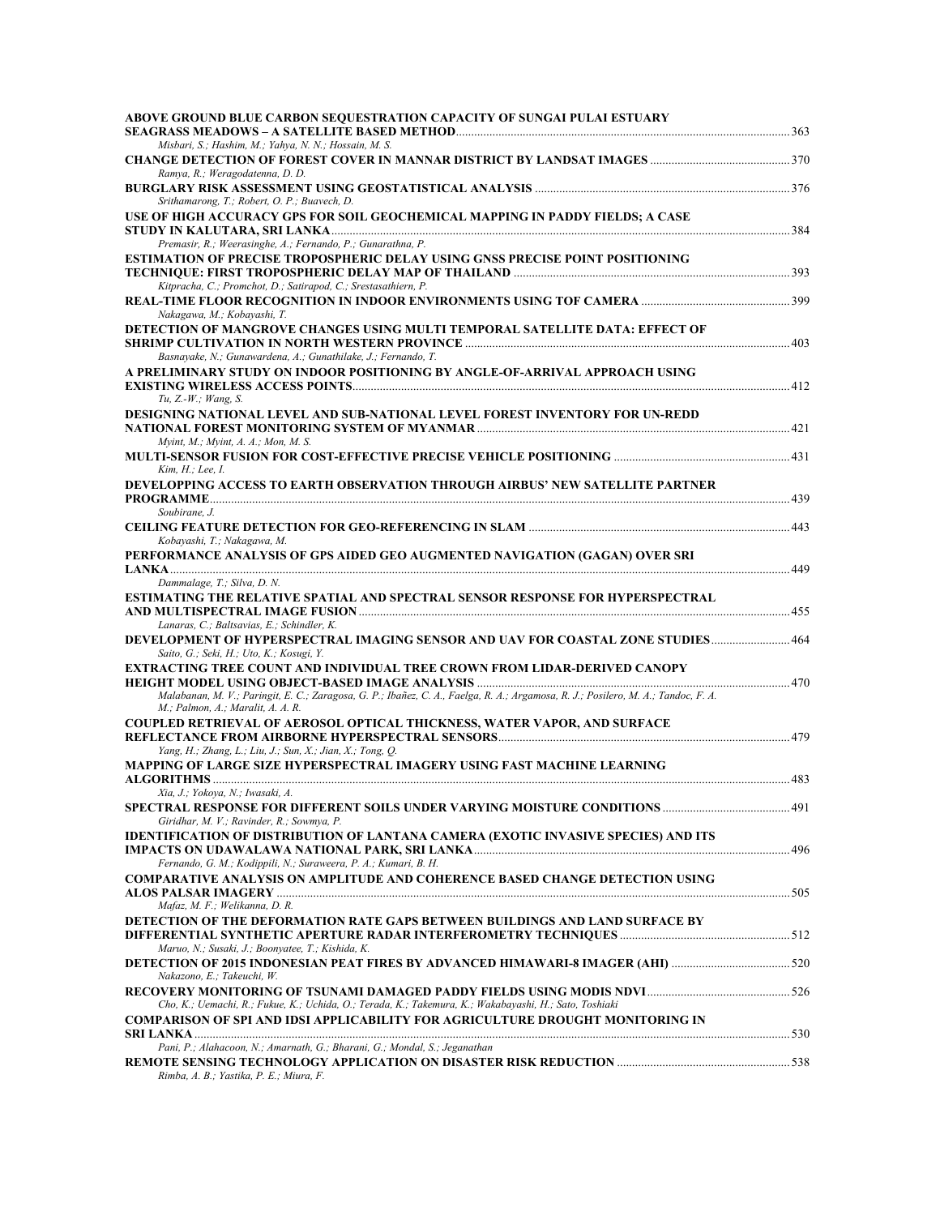**ABOVE GROUND BLUE CARBON SEQUESTRATION CAPACITY OF SUNGAI PULAI ESTUARY SEAGRASS MEADOWS – A SATELLITE BASED METHOD** ........ 363
*Misbari, S.; Hashim, M.; Yahya, N. N.; Hossain, M. S.*

**CHANGE DETECTION OF FOREST COVER IN MANNAR DISTRICT BY LANDSAT IMAGES** ........ 370
*Ramya, R.; Weragodatenna, D. D.*

**BURGLARY RISK ASSESSMENT USING GEOSTATISTICAL ANALYSIS** ........ 376
*Srithamarong, T.; Robert, O. P.; Buavech, D.*

**USE OF HIGH ACCURACY GPS FOR SOIL GEOCHEMICAL MAPPING IN PADDY FIELDS; A CASE STUDY IN KALUTARA, SRI LANKA** ........ 384
*Premasir, R.; Weerasinghe, A.; Fernando, P.; Gunarathna, P.*

**ESTIMATION OF PRECISE TROPOSPHERIC DELAY USING GNSS PRECISE POINT POSITIONING TECHNIQUE: FIRST TROPOSPHERIC DELAY MAP OF THAILAND** ........ 393
*Kitpracha, C.; Promchot, D.; Satirapod, C.; Srestasathiern, P.*

**REAL-TIME FLOOR RECOGNITION IN INDOOR ENVIRONMENTS USING TOF CAMERA** ........ 399
*Nakagawa, M.; Kobayashi, T.*

**DETECTION OF MANGROVE CHANGES USING MULTI TEMPORAL SATELLITE DATA: EFFECT OF SHRIMP CULTIVATION IN NORTH WESTERN PROVINCE** ........ 403
*Basnayake, N.; Gunawardena, A.; Gunathilake, J.; Fernando, T.*

**A PRELIMINARY STUDY ON INDOOR POSITIONING BY ANGLE-OF-ARRIVAL APPROACH USING EXISTING WIRELESS ACCESS POINTS** ........ 412
*Tu, Z.-W.; Wang, S.*

**DESIGNING NATIONAL LEVEL AND SUB-NATIONAL LEVEL FOREST INVENTORY FOR UN-REDD NATIONAL FOREST MONITORING SYSTEM OF MYANMAR** ........ 421
*Myint, M.; Myint, A. A.; Mon, M. S.*

**MULTI-SENSOR FUSION FOR COST-EFFECTIVE PRECISE VEHICLE POSITIONING** ........ 431
*Kim, H.; Lee, I.*

**DEVELOPPING ACCESS TO EARTH OBSERVATION THROUGH AIRBUS' NEW SATELLITE PARTNER PROGRAMME** ........ 439
*Soubirane, J.*

**CEILING FEATURE DETECTION FOR GEO-REFERENCING IN SLAM** ........ 443
*Kobayashi, T.; Nakagawa, M.*

**PERFORMANCE ANALYSIS OF GPS AIDED GEO AUGMENTED NAVIGATION (GAGAN) OVER SRI LANKA** ........ 449
*Dammalage, T.; Silva, D. N.*

**ESTIMATING THE RELATIVE SPATIAL AND SPECTRAL SENSOR RESPONSE FOR HYPERSPECTRAL AND MULTISPECTRAL IMAGE FUSION** ........ 455
*Lanaras, C.; Baltsavias, E.; Schindler, K.*

**DEVELOPMENT OF HYPERSPECTRAL IMAGING SENSOR AND UAV FOR COASTAL ZONE STUDIES** ........ 464
*Saito, G.; Seki, H.; Uto, K.; Kosugi, Y.*

**EXTRACTING TREE COUNT AND INDIVIDUAL TREE CROWN FROM LIDAR-DERIVED CANOPY HEIGHT MODEL USING OBJECT-BASED IMAGE ANALYSIS** ........ 470
*Malabanan, M. V.; Paringit, E. C.; Zaragosa, G. P.; Ibañez, C. A.; Faelga, R. A.; Argamosa, R. J.; Posilero, M. A.; Tandoc, F. A. M.; Palmon, A.; Maralit, A. A. R.*

**COUPLED RETRIEVAL OF AEROSOL OPTICAL THICKNESS, WATER VAPOR, AND SURFACE REFLECTANCE FROM AIRBORNE HYPERSPECTRAL SENSORS** ........ 479
*Yang, H.; Zhang, L.; Liu, J.; Sun, X.; Jian, X.; Tong, Q.*

**MAPPING OF LARGE SIZE HYPERSPECTRAL IMAGERY USING FAST MACHINE LEARNING ALGORITHMS** ........ 483
*Xia, J.; Yokoya, N.; Iwasaki, A.*

**SPECTRAL RESPONSE FOR DIFFERENT SOILS UNDER VARYING MOISTURE CONDITIONS** ........ 491
*Giridhar, M. V.; Ravinder, R.; Sowmya, P.*

**IDENTIFICATION OF DISTRIBUTION OF LANTANA CAMERA (EXOTIC INVASIVE SPECIES) AND ITS IMPACTS ON UDAWALAWA NATIONAL PARK, SRI LANKA** ........ 496
*Fernando, G. M.; Kodippili, N.; Suraweera, P. A.; Kumari, B. H.*

**COMPARATIVE ANALYSIS ON AMPLITUDE AND COHERENCE BASED CHANGE DETECTION USING ALOS PALSAR IMAGERY** ........ 505
*Mafaz, M. F.; Welikanna, D. R.*

**DETECTION OF THE DEFORMATION RATE GAPS BETWEEN BUILDINGS AND LAND SURFACE BY DIFFERENTIAL SYNTHETIC APERTURE RADAR INTERFEROMETRY TECHNIQUES** ........ 512
*Maruo, N.; Susaki, J.; Boonyatee, T.; Kishida, K.*

**DETECTION OF 2015 INDONESIAN PEAT FIRES BY ADVANCED HIMAWARI-8 IMAGER (AHI)** ........ 520
*Nakazono, E.; Takeuchi, W.*

**RECOVERY MONITORING OF TSUNAMI DAMAGED PADDY FIELDS USING MODIS NDVI** ........ 526
*Cho, K.; Uemachi, R.; Fukue, K.; Uchida, O.; Terada, K.; Takemura, K.; Wakabayashi, H.; Sato, Toshiaki*

**COMPARISON OF SPI AND IDSI APPLICABILITY FOR AGRICULTURE DROUGHT MONITORING IN SRI LANKA** ........ 530
*Pani, P.; Alahacoon, N.; Amarnath, G.; Bharani, G.; Mondal, S.; Jeganathan*

**REMOTE SENSING TECHNOLOGY APPLICATION ON DISASTER RISK REDUCTION** ........ 538
*Rimba, A. B.; Yastika, P. E.; Miura, F.*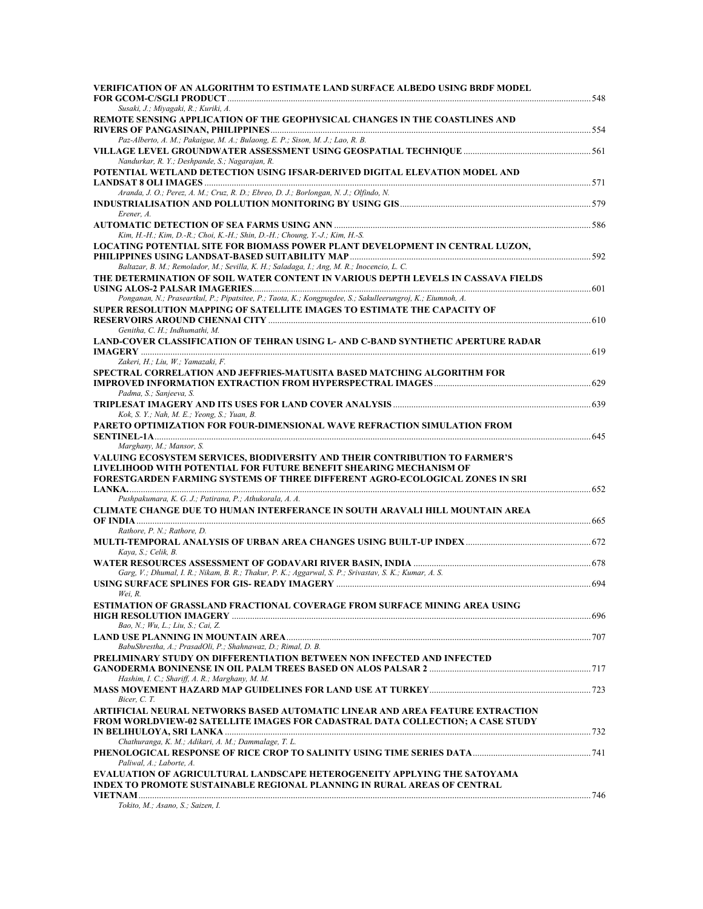**VERIFICATION OF AN ALGORITHM TO ESTIMATE LAND SURFACE ALBEDO USING BRDF MODEL FOR GCOM-C/SGLI PRODUCT** ..... 548
*Susaki, J.; Miyagaki, R.; Kuriki, A.*

**REMOTE SENSING APPLICATION OF THE GEOPHYSICAL CHANGES IN THE COASTLINES AND RIVERS OF PANGASINAN, PHILIPPINES** ..... 554
*Paz-Alberto, A. M.; Pakaigue, M. A.; Bulaong, E. P.; Sison, M. J.; Lao, R. B.*

**VILLAGE LEVEL GROUNDWATER ASSESSMENT USING GEOSPATIAL TECHNIQUE** ..... 561
*Nandurkar, R. Y.; Deshpande, S.; Nagarajan, R.*

**POTENTIAL WETLAND DETECTION USING IFSAR-DERIVED DIGITAL ELEVATION MODEL AND LANDSAT 8 OLI IMAGES** ..... 571
*Aranda, J. O.; Perez, A. M.; Cruz, R. D.; Ebreo, D. J.; Borlongan, N. J.; Olfindo, N.*

**INDUSTRIALISATION AND POLLUTION MONITORING BY USING GIS** ..... 579
*Erener, A.*

**AUTOMATIC DETECTION OF SEA FARMS USING ANN** ..... 586
*Kim, H.-H.; Kim, D.-R.; Choi, K.-H.; Shin, D.-H.; Choung, Y.-J.; Kim, H.-S.*

**LOCATING POTENTIAL SITE FOR BIOMASS POWER PLANT DEVELOPMENT IN CENTRAL LUZON, PHILIPPINES USING LANDSAT-BASED SUITABILITY MAP** ..... 592
*Baltazar, B. M.; Remolador, M.; Sevilla, K. H.; Saladaga, I.; Ang, M. R.; Inocencio, L. C.*

**THE DETERMINATION OF SOIL WATER CONTENT IN VARIOUS DEPTH LEVELS IN CASSAVA FIELDS USING ALOS-2 PALSAR IMAGERIES** ..... 601
*Ponganan, N.; Praseartkul, P.; Pipatsitee, P.; Taota, K.; Kongpugdee, S.; Sakulleerungroj, K.; Eiumnoh, A.*

**SUPER RESOLUTION MAPPING OF SATELLITE IMAGES TO ESTIMATE THE CAPACITY OF RESERVOIRS AROUND CHENNAI CITY** ..... 610
*Genitha, C. H.; Indhumathi, M.*

**LAND-COVER CLASSIFICATION OF TEHRAN USING L- AND C-BAND SYNTHETIC APERTURE RADAR IMAGERY** ..... 619
*Zakeri, H.; Liu, W.; Yamazaki, F.*

**SPECTRAL CORRELATION AND JEFFRIES-MATUSITA BASED MATCHING ALGORITHM FOR IMPROVED INFORMATION EXTRACTION FROM HYPERSPECTRAL IMAGES** ..... 629
*Padma, S.; Sanjeeva, S.*

**TRIPLESAT IMAGERY AND ITS USES FOR LAND COVER ANALYSIS** ..... 639
*Kok, S. Y.; Nah, M. E.; Yeong, S.; Yuan, B.*

**PARETO OPTIMIZATION FOR FOUR-DIMENSIONAL WAVE REFRACTION SIMULATION FROM SENTINEL-1A** ..... 645
*Marghany, M.; Mansor, S.*

**VALUING ECOSYSTEM SERVICES, BIODIVERSITY AND THEIR CONTRIBUTION TO FARMER'S LIVELIHOOD WITH POTENTIAL FOR FUTURE BENEFIT SHEARING MECHANISM OF FORESTGARDEN FARMING SYSTEMS OF THREE DIFFERENT AGRO-ECOLOGICAL ZONES IN SRI LANKA.** ..... 652
*Pushpakumara, K. G. J.; Patirana, P.; Athukorala, A. A.*

**CLIMATE CHANGE DUE TO HUMAN INTERFERANCE IN SOUTH ARAVALI HILL MOUNTAIN AREA OF INDIA** ..... 665
*Rathore, P. N.; Rathore, D.*

**MULTI-TEMPORAL ANALYSIS OF URBAN AREA CHANGES USING BUILT-UP INDEX** ..... 672
*Kaya, S.; Celik, B.*

**WATER RESOURCES ASSESSMENT OF GODAVARI RIVER BASIN, INDIA** ..... 678
*Garg, V.; Dhumal, I. R.; Nikam, B. R.; Thakur, P. K.; Aggarwal, S. P.; Srivastav, S. K.; Kumar, A. S.*

**USING SURFACE SPLINES FOR GIS- READY IMAGERY** ..... 694
*Wei, R.*

**ESTIMATION OF GRASSLAND FRACTIONAL COVERAGE FROM SURFACE MINING AREA USING HIGH RESOLUTION IMAGERY** ..... 696
*Bao, N.; Wu, L.; Liu, S.; Cai, Z.*

**LAND USE PLANNING IN MOUNTAIN AREA** ..... 707
*BabuShrestha, A.; PrasadOli, P.; Shahnawaz, D.; Rimal, D. B.*

**PRELIMINARY STUDY ON DIFFERENTIATION BETWEEN NON INFECTED AND INFECTED GANODERMA BONINENSE IN OIL PALM TREES BASED ON ALOS PALSAR 2** ..... 717
*Hashim, I. C.; Shariff, A. R.; Marghany, M. M.*

**MASS MOVEMENT HAZARD MAP GUIDELINES FOR LAND USE AT TURKEY** ..... 723
*Bicer, C. T.*

**ARTIFICIAL NEURAL NETWORKS BASED AUTOMATIC LINEAR AND AREA FEATURE EXTRACTION FROM WORLDVIEW-02 SATELLITE IMAGES FOR CADASTRAL DATA COLLECTION; A CASE STUDY IN BELIHULOYA, SRI LANKA** ..... 732
*Chathuranga, K. M.; Adikari, A. M.; Dammalage, T. L.*

**PHENOLOGICAL RESPONSE OF RICE CROP TO SALINITY USING TIME SERIES DATA** ..... 741
*Paliwal, A.; Laborte, A.*

**EVALUATION OF AGRICULTURAL LANDSCAPE HETEROGENEITY APPLYING THE SATOYAMA INDEX TO PROMOTE SUSTAINABLE REGIONAL PLANNING IN RURAL AREAS OF CENTRAL VIETNAM** ..... 746
*Tokito, M.; Asano, S.; Saizen, I.*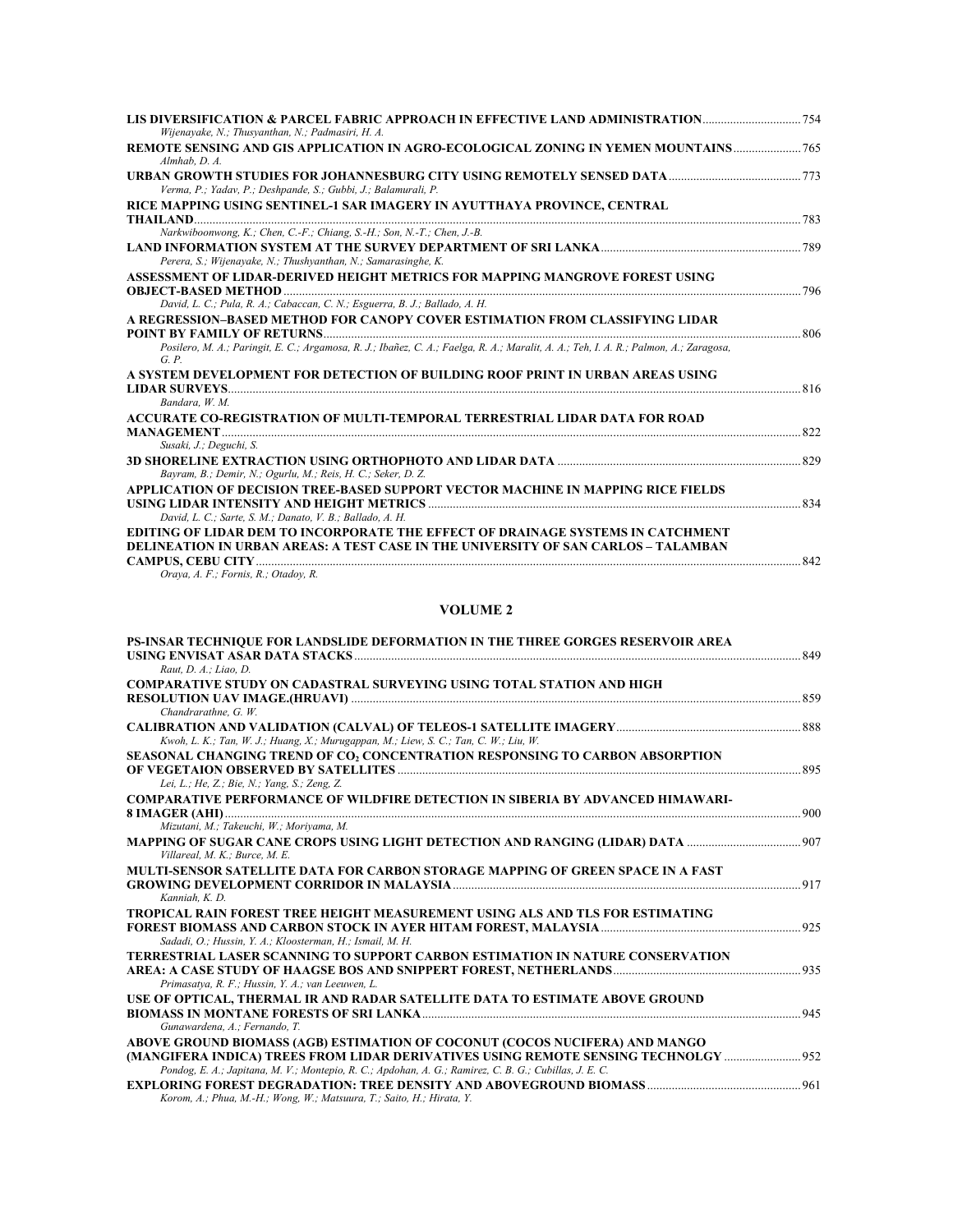**LIS DIVERSIFICATION & PARCEL FABRIC APPROACH IN EFFECTIVE LAND ADMINISTRATION** ... 754
*Wijenayake, N.; Thusyanthan, N.; Padmasiri, H. A.*

**REMOTE SENSING AND GIS APPLICATION IN AGRO-ECOLOGICAL ZONING IN YEMEN MOUNTAINS** ... 765
*Almhab, D. A.*

**URBAN GROWTH STUDIES FOR JOHANNESBURG CITY USING REMOTELY SENSED DATA** ... 773
*Verma, P.; Yadav, P.; Deshpande, S.; Gubbi, J.; Balamurali, P.*

**RICE MAPPING USING SENTINEL-1 SAR IMAGERY IN AYUTTHAYA PROVINCE, CENTRAL THAILAND** ... 783
*Narkwiboonwong, K.; Chen, C.-F.; Chiang, S.-H.; Son, N.-T.; Chen, J.-B.*

**LAND INFORMATION SYSTEM AT THE SURVEY DEPARTMENT OF SRI LANKA** ... 789
*Perera, S.; Wijenayake, N.; Thushyanthan, N.; Samarasinghe, K.*

**ASSESSMENT OF LIDAR-DERIVED HEIGHT METRICS FOR MAPPING MANGROVE FOREST USING OBJECT-BASED METHOD** ... 796
*David, L. C.; Pula, R. A.; Cabaccan, C. N.; Esguerra, B. J.; Ballado, A. H.*

**A REGRESSION–BASED METHOD FOR CANOPY COVER ESTIMATION FROM CLASSIFYING LIDAR POINT BY FAMILY OF RETURNS** ... 806
*Posilero, M. A.; Paringit, E. C.; Argamosa, R. J.; Ibañez, C. A.; Faelga, R. A.; Maralit, A. A.; Teh, I. A. R.; Palmon, A.; Zaragosa, G. P.*

**A SYSTEM DEVELOPMENT FOR DETECTION OF BUILDING ROOF PRINT IN URBAN AREAS USING LIDAR SURVEYS** ... 816
*Bandara, W. M.*

**ACCURATE CO-REGISTRATION OF MULTI-TEMPORAL TERRESTRIAL LIDAR DATA FOR ROAD MANAGEMENT** ... 822
*Susaki, J.; Deguchi, S.*

**3D SHORELINE EXTRACTION USING ORTHOPHOTO AND LIDAR DATA** ... 829
*Bayram, B.; Demir, N.; Ogurlu, M.; Reis, H. C.; Seker, D. Z.*

**APPLICATION OF DECISION TREE-BASED SUPPORT VECTOR MACHINE IN MAPPING RICE FIELDS USING LIDAR INTENSITY AND HEIGHT METRICS** ... 834
*David, L. C.; Sarte, S. M.; Danato, V. B.; Ballado, A. H.*

**EDITING OF LIDAR DEM TO INCORPORATE THE EFFECT OF DRAINAGE SYSTEMS IN CATCHMENT DELINEATION IN URBAN AREAS: A TEST CASE IN THE UNIVERSITY OF SAN CARLOS – TALAMBAN CAMPUS, CEBU CITY** ... 842
*Oraya, A. F.; Fornis, R.; Otadoy, R.*

## VOLUME 2

**PS-INSAR TECHNIQUE FOR LANDSLIDE DEFORMATION IN THE THREE GORGES RESERVOIR AREA USING ENVISAT ASAR DATA STACKS** ... 849
*Raut, D. A.; Liao, D.*

**COMPARATIVE STUDY ON CADASTRAL SURVEYING USING TOTAL STATION AND HIGH RESOLUTION UAV IMAGE.(HRUAVI)** ... 859
*Chandrarathne, G. W.*

**CALIBRATION AND VALIDATION (CALVAL) OF TELEOS-1 SATELLITE IMAGERY** ... 888
*Kwoh, L. K.; Tan, W. J.; Huang, X.; Murugappan, M.; Liew, S. C.; Tan, C. W.; Liu, W.*

**SEASONAL CHANGING TREND OF $CO_2$ CONCENTRATION RESPONSING TO CARBON ABSORPTION OF VEGETAION OBSERVED BY SATELLITES** ... 895
*Lei, L.; He, Z.; Bie, N.; Yang, S.; Zeng, Z.*

**COMPARATIVE PERFORMANCE OF WILDFIRE DETECTION IN SIBERIA BY ADVANCED HIMAWARI-8 IMAGER (AHI)** ... 900
*Mizutani, M.; Takeuchi, W.; Moriyama, M.*

**MAPPING OF SUGAR CANE CROPS USING LIGHT DETECTION AND RANGING (LIDAR) DATA** ... 907
*Villareal, M. K.; Burce, M. E.*

**MULTI-SENSOR SATELLITE DATA FOR CARBON STORAGE MAPPING OF GREEN SPACE IN A FAST GROWING DEVELOPMENT CORRIDOR IN MALAYSIA** ... 917
*Kanniah, K. D.*

**TROPICAL RAIN FOREST TREE HEIGHT MEASUREMENT USING ALS AND TLS FOR ESTIMATING FOREST BIOMASS AND CARBON STOCK IN AYER HITAM FOREST, MALAYSIA** ... 925
*Sadadi, O.; Hussin, Y. A.; Kloosterman, H.; Ismail, M. H.*

**TERRESTRIAL LASER SCANNING TO SUPPORT CARBON ESTIMATION IN NATURE CONSERVATION AREA: A CASE STUDY OF HAAGSE BOS AND SNIPPERT FOREST, NETHERLANDS** ... 935
*Primasatya, R. F.; Hussin, Y. A.; van Leeuwen, L.*

**USE OF OPTICAL, THERMAL IR AND RADAR SATELLITE DATA TO ESTIMATE ABOVE GROUND BIOMASS IN MONTANE FORESTS OF SRI LANKA** ... 945
*Gunawardena, A.; Fernando, T.*

**ABOVE GROUND BIOMASS (AGB) ESTIMATION OF COCONUT (COCOS NUCIFERA) AND MANGO (MANGIFERA INDICA) TREES FROM LIDAR DERIVATIVES USING REMOTE SENSING TECHNOLGY** ... 952
*Pondog, E. A.; Japitana, M. V.; Montepio, R. C.; Apdohan, A. G.; Ramirez, C. B. G.; Cubillas, J. E. C.*

**EXPLORING FOREST DEGRADATION: TREE DENSITY AND ABOVEGROUND BIOMASS** ... 961
*Korom, A.; Phua, M.-H.; Wong, W.; Matsuura, T.; Saito, H.; Hirata, Y.*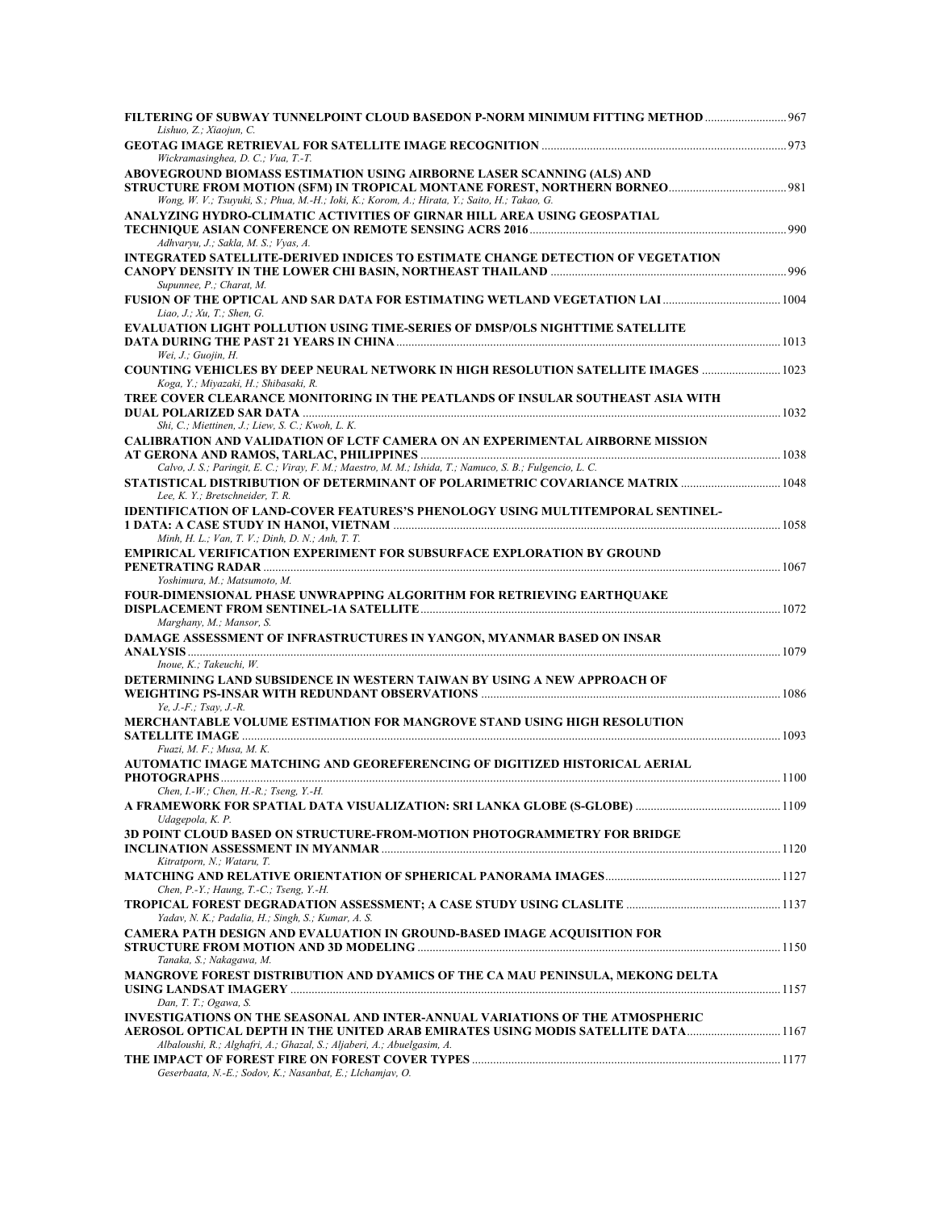**FILTERING OF SUBWAY TUNNELPOINT CLOUD BASEDON P-NORM MINIMUM FITTING METHOD** ........................... 967
*Lishuo, Z.; Xiaojun, C.*

**GEOTAG IMAGE RETRIEVAL FOR SATELLITE IMAGE RECOGNITION** ............................................................................. 973
*Wickramasinghea, D. C.; Vua, T.-T.*

**ABOVEGROUND BIOMASS ESTIMATION USING AIRBORNE LASER SCANNING (ALS) AND STRUCTURE FROM MOTION (SFM) IN TROPICAL MONTANE FOREST, NORTHERN BORNEO** ....................................... 981
*Wong, W. V.; Tsuyuki, S.; Phua, M.-H.; Ioki, K.; Korom, A.; Hirata, Y.; Saito, H.; Takao, G.*

**ANALYZING HYDRO-CLIMATIC ACTIVITIES OF GIRNAR HILL AREA USING GEOSPATIAL TECHNIQUE ASIAN CONFERENCE ON REMOTE SENSING ACRS 2016** .................................................................................... 990
*Adhvaryu, J.; Sakla, M. S.; Vyas, A.*

**INTEGRATED SATELLITE-DERIVED INDICES TO ESTIMATE CHANGE DETECTION OF VEGETATION CANOPY DENSITY IN THE LOWER CHI BASIN, NORTHEAST THAILAND** ............................................................................ 996
*Supunnee, P.; Charat, M.*

**FUSION OF THE OPTICAL AND SAR DATA FOR ESTIMATING WETLAND VEGETATION LAI** ....................................... 1004
*Liao, J.; Xu, T.; Shen, G.*

**EVALUATION LIGHT POLLUTION USING TIME-SERIES OF DMSP/OLS NIGHTTIME SATELLITE DATA DURING THE PAST 21 YEARS IN CHINA** ................................................................................................................... 1013
*Wei, J.; Guojin, H.*

**COUNTING VEHICLES BY DEEP NEURAL NETWORK IN HIGH RESOLUTION SATELLITE IMAGES** .......................... 1023
*Koga, Y.; Miyazaki, H.; Shibasaki, R.*

**TREE COVER CLEARANCE MONITORING IN THE PEATLANDS OF INSULAR SOUTHEAST ASIA WITH DUAL POLARIZED SAR DATA** ................................................................................................................................................ 1032
*Shi, C.; Miettinen, J.; Liew, S. C.; Kwoh, L. K.*

**CALIBRATION AND VALIDATION OF LCTF CAMERA ON AN EXPERIMENTAL AIRBORNE MISSION AT GERONA AND RAMOS, TARLAC, PHILIPPINES** ..................................................................................................................... 1038
*Calvo, J. S.; Paringit, E. C.; Viray, F. M.; Maestro, M. M.; Ishida, T.; Namuco, S. B.; Fulgencio, L. C.*

**STATISTICAL DISTRIBUTION OF DETERMINANT OF POLARIMETRIC COVARIANCE MATRIX** ................................ 1048
*Lee, K. Y.; Bretschneider, T. R.*

**IDENTIFICATION OF LAND-COVER FEATURES'S PHENOLOGY USING MULTITEMPORAL SENTINEL-1 DATA: A CASE STUDY IN HANOI, VIETNAM** .............................................................................................................. 1058
*Minh, H. L.; Van, T. V.; Dinh, D. N.; Anh, T. T.*

**EMPIRICAL VERIFICATION EXPERIMENT FOR SUBSURFACE EXPLORATION BY GROUND PENETRATING RADAR** ...................................................................................................................................................... 1067
*Yoshimura, M.; Matsumoto, M.*

**FOUR-DIMENSIONAL PHASE UNWRAPPING ALGORITHM FOR RETRIEVING EARTHQUAKE DISPLACEMENT FROM SENTINEL-1A SATELLITE** ................................................................................................................. 1072
*Marghany, M.; Mansor, S.*

**DAMAGE ASSESSMENT OF INFRASTRUCTURES IN YANGON, MYANMAR BASED ON INSAR ANALYSIS** ................................................................................................................................................................. 1079
*Inoue, K.; Takeuchi, W.*

**DETERMINING LAND SUBSIDENCE IN WESTERN TAIWAN BY USING A NEW APPROACH OF WEIGHTING PS-INSAR WITH REDUNDANT OBSERVATIONS** .................................................................................................. 1086
*Ye, J.-F.; Tsay, J.-R.*

**MERCHANTABLE VOLUME ESTIMATION FOR MANGROVE STAND USING HIGH RESOLUTION SATELLITE IMAGE** ....................................................................................................................................................... 1093
*Fuazi, M. F.; Musa, M. K.*

**AUTOMATIC IMAGE MATCHING AND GEOREFERENCING OF DIGITIZED HISTORICAL AERIAL PHOTOGRAPHS** ........................................................................................................................................................ 1100
*Chen, I.-W.; Chen, H.-R.; Tseng, Y.-H.*

**A FRAMEWORK FOR SPATIAL DATA VISUALIZATION: SRI LANKA GLOBE (S-GLOBE)** ................................................. 1109
*Udagepola, K. P.*

**3D POINT CLOUD BASED ON STRUCTURE-FROM-MOTION PHOTOGRAMMETRY FOR BRIDGE INCLINATION ASSESSMENT IN MYANMAR** .................................................................................................................. 1120
*Kitratporn, N.; Wataru, T.*

**MATCHING AND RELATIVE ORIENTATION OF SPHERICAL PANORAMA IMAGES** ......................................................... 1127
*Chen, P.-Y.; Haung, T.-C.; Tseng, Y.-H.*

**TROPICAL FOREST DEGRADATION ASSESSMENT; A CASE STUDY USING CLASLITE** .................................................. 1137
*Yadav, N. K.; Padalia, H.; Singh, S.; Kumar, A. S.*

**CAMERA PATH DESIGN AND EVALUATION IN GROUND-BASED IMAGE ACQUISITION FOR STRUCTURE FROM MOTION AND 3D MODELING** ...................................................................................................................... 1150
*Tanaka, S.; Nakagawa, M.*

**MANGROVE FOREST DISTRIBUTION AND DYAMICS OF THE CA MAU PENINSULA, MEKONG DELTA USING LANDSAT IMAGERY** ................................................................................................................................................ 1157
*Dan, T. T.; Ogawa, S.*

**INVESTIGATIONS ON THE SEASONAL AND INTER-ANNUAL VARIATIONS OF THE ATMOSPHERIC AEROSOL OPTICAL DEPTH IN THE UNITED ARAB EMIRATES USING MODIS SATELLITE DATA** ............................... 1167
*Albaloushi, R.; Alghafri, A.; Ghazal, S.; Aljaberi, A.; Abuelgasim, A.*

**THE IMPACT OF FOREST FIRE ON FOREST COVER TYPES** ..................................................................................... 1177
*Geserbaata, N.-E.; Sodov, K.; Nasanbat, E.; Llchamjav, O.*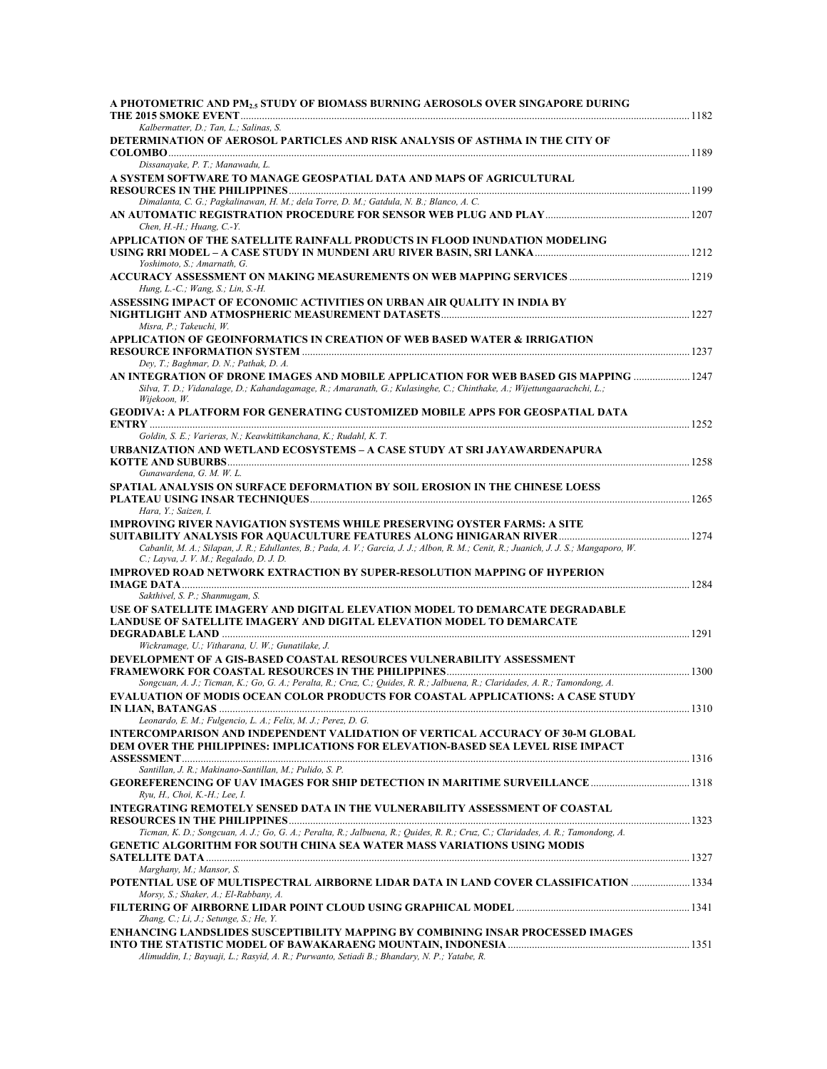**A PHOTOMETRIC AND $PM_{2.5}$ STUDY OF BIOMASS BURNING AEROSOLS OVER SINGAPORE DURING THE 2015 SMOKE EVENT** ........ 1182
*Kalbermatter, D.; Tan, L.; Salinas, S.*

**DETERMINATION OF AEROSOL PARTICLES AND RISK ANALYSIS OF ASTHMA IN THE CITY OF COLOMBO** ........ 1189
*Dissanayake, P. T.; Manawadu, L.*

**A SYSTEM SOFTWARE TO MANAGE GEOSPATIAL DATA AND MAPS OF AGRICULTURAL RESOURCES IN THE PHILIPPINES** ........ 1199
*Dimalanta, C. G.; Pagkalinawan, H. M.; dela Torre, D. M.; Gatdula, N. B.; Blanco, A. C.*

**AN AUTOMATIC REGISTRATION PROCEDURE FOR SENSOR WEB PLUG AND PLAY** ........ 1207
*Chen, H.-H.; Huang, C.-Y.*

**APPLICATION OF THE SATELLITE RAINFALL PRODUCTS IN FLOOD INUNDATION MODELING USING RRI MODEL – A CASE STUDY IN MUNDENI ARU RIVER BASIN, SRI LANKA** ........ 1212
*Yoshimoto, S.; Amarnath, G.*

**ACCURACY ASSESSMENT ON MAKING MEASUREMENTS ON WEB MAPPING SERVICES** ........ 1219
*Hung, L.-C.; Wang, S.; Lin, S.-H.*

**ASSESSING IMPACT OF ECONOMIC ACTIVITIES ON URBAN AIR QUALITY IN INDIA BY NIGHTLIGHT AND ATMOSPHERIC MEASUREMENT DATASETS** ........ 1227
*Misra, P.; Takeuchi, W.*

**APPLICATION OF GEOINFORMATICS IN CREATION OF WEB BASED WATER & IRRIGATION RESOURCE INFORMATION SYSTEM** ........ 1237
*Dey, T.; Baghmar, D. N.; Pathak, D. A.*

**AN INTEGRATION OF DRONE IMAGES AND MOBILE APPLICATION FOR WEB BASED GIS MAPPING** ........ 1247
*Silva, T. D.; Vidanalage, D.; Kahandagamage, R.; Amaranath, G.; Kulasinghe, C.; Chinthake, A.; Wijettungaarachchi, L.; Wijekoon, W.*

**GEODIVA: A PLATFORM FOR GENERATING CUSTOMIZED MOBILE APPS FOR GEOSPATIAL DATA ENTRY** ........ 1252
*Goldin, S. E.; Varieras, N.; Keawkittikanchana, K.; Rudahl, K. T.*

**URBANIZATION AND WETLAND ECOSYSTEMS – A CASE STUDY AT SRI JAYAWARDENAPURA KOTTE AND SUBURBS** ........ 1258
*Gunawardena, G. M. W. L.*

**SPATIAL ANALYSIS ON SURFACE DEFORMATION BY SOIL EROSION IN THE CHINESE LOESS PLATEAU USING INSAR TECHNIQUES** ........ 1265
*Hara, Y.; Saizen, I.*

**IMPROVING RIVER NAVIGATION SYSTEMS WHILE PRESERVING OYSTER FARMS: A SITE SUITABILITY ANALYSIS FOR AQUACULTURE FEATURES ALONG HINIGARAN RIVER** ........ 1274
*Cabanlit, M. A.; Silapan, J. R.; Edullantes, B.; Pada, A. V.; Garcia, J. J.; Albon, R. M.; Cenit, R.; Juanich, J. J. S.; Mangaporo, W. C.; Layva, J. V. M.; Regalado, D. J. D.*

**IMPROVED ROAD NETWORK EXTRACTION BY SUPER-RESOLUTION MAPPING OF HYPERION IMAGE DATA** ........ 1284
*Sakthivel, S. P.; Shanmugam, S.*

**USE OF SATELLITE IMAGERY AND DIGITAL ELEVATION MODEL TO DEMARCATE DEGRADABLE LANDUSE OF SATELLITE IMAGERY AND DIGITAL ELEVATION MODEL TO DEMARCATE DEGRADABLE LAND** ........ 1291
*Wickramage, U.; Vitharana, U. W.; Gunatilake, J.*

**DEVELOPMENT OF A GIS-BASED COASTAL RESOURCES VULNERABILITY ASSESSMENT FRAMEWORK FOR COASTAL RESOURCES IN THE PHILIPPINES** ........ 1300
*Songcuan, A. J.; Ticman, K.; Go, G. A.; Peralta, R.; Cruz, C.; Quides, R. R.; Jalbuena, R.; Claridades, A. R.; Tamondong, A.*

**EVALUATION OF MODIS OCEAN COLOR PRODUCTS FOR COASTAL APPLICATIONS: A CASE STUDY IN LIAN, BATANGAS** ........ 1310
*Leonardo, E. M.; Fulgencio, L. A.; Felix, M. J.; Perez, D. G.*

**INTERCOMPARISON AND INDEPENDENT VALIDATION OF VERTICAL ACCURACY OF 30-M GLOBAL DEM OVER THE PHILIPPINES: IMPLICATIONS FOR ELEVATION-BASED SEA LEVEL RISE IMPACT ASSESSMENT** ........ 1316
*Santillan, J. R.; Makinano-Santillan, M.; Pulido, S. P.*

**GEOREFERENCING OF UAV IMAGES FOR SHIP DETECTION IN MARITIME SURVEILLANCE** ........ 1318
*Ryu, H., Choi, K.-H.; Lee, I.*

**INTEGRATING REMOTELY SENSED DATA IN THE VULNERABILITY ASSESSMENT OF COASTAL RESOURCES IN THE PHILIPPINES** ........ 1323
*Ticman, K. D.; Songcuan, A. J.; Go, G. A.; Peralta, R.; Jalbuena, R.; Quides, R. R.; Cruz, C.; Claridades, A. R.; Tamondong, A.*

**GENETIC ALGORITHM FOR SOUTH CHINA SEA WATER MASS VARIATIONS USING MODIS SATELLITE DATA** ........ 1327
*Marghany, M.; Mansor, S.*

**POTENTIAL USE OF MULTISPECTRAL AIRBORNE LIDAR DATA IN LAND COVER CLASSIFICATION** ........ 1334
*Morsy, S.; Shaker, A.; El-Rabbany, A.*

**FILTERING OF AIRBORNE LIDAR POINT CLOUD USING GRAPHICAL MODEL** ........ 1341
*Zhang, C.; Li, J.; Setunge, S.; He, Y.*

**ENHANCING LANDSLIDES SUSCEPTIBILITY MAPPING BY COMBINING INSAR PROCESSED IMAGES INTO THE STATISTIC MODEL OF BAWAKARAENG MOUNTAIN, INDONESIA** ........ 1351
*Alimuddin, I.; Bayuaji, L.; Rasyid, A. R.; Purwanto, Setiadi B.; Bhandary, N. P.; Yatabe, R.*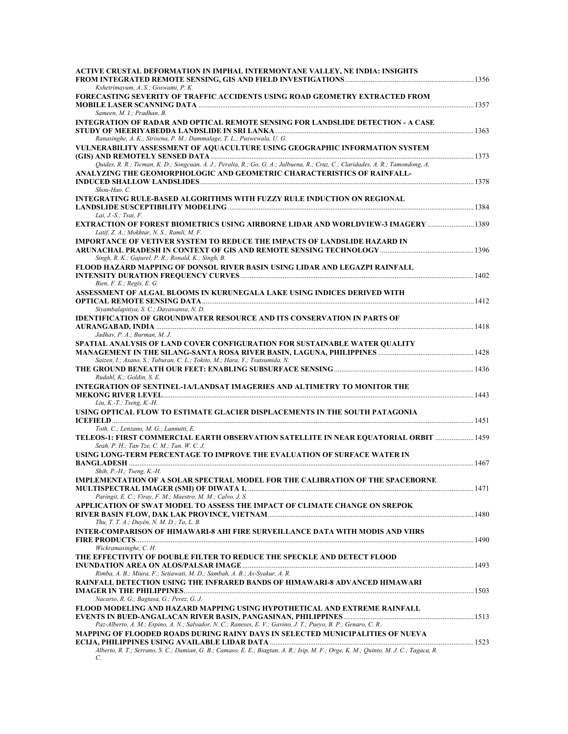**ACTIVE CRUSTAL DEFORMATION IN IMPHAL INTERMONTANE VALLEY, NE INDIA: INSIGHTS FROM INTEGRATED REMOTE SENSING, GIS AND FIELD INVESTIGATIONS** ..... 1356
*Kshetrimayum, A. S.; Goswami, P. K.*

**FORECASTING SEVERITY OF TRAFFIC ACCIDENTS USING ROAD GEOMETRY EXTRACTED FROM MOBILE LASER SCANNING DATA** ..... 1357
*Sameen, M. I.; Pradhan, B.*

**INTEGRATION OF RADAR AND OPTICAL REMOTE SENSING FOR LANDSLIDE DETECTION - A CASE STUDY OF MEERIYABEDDA LANDSLIDE IN SRI LANKA** ..... 1363
*Ranasinghe, A. K.; Sirisena, P. M.; Dammalage, T. L.; Puswewala, U. G.*

**VULNERABILITY ASSESSMENT OF AQUACULTURE USING GEOGRAPHIC INFORMATION SYSTEM (GIS) AND REMOTELY SENSED DATA** ..... 1373
*Quides, R. R.; Ticman, K. D.; Songcuan, A. J.; Peralta, R.; Go, G. A.; Jalbuena, R.; Cruz, C.; Claridades, A. R.; Tamondong, A.*

**ANALYZING THE GEOMORPHOLOGIC AND GEOMETRIC CHARACTERISTICS OF RAINFALL-INDUCED SHALLOW LANDSLIDES** ..... 1378
*Shou-Hao, C.*

**INTEGRATING RULE-BASED ALGORITHMS WITH FUZZY RULE INDUCTION ON REGIONAL LANDSLIDE SUSCEPTIBILITY MODELING** ..... 1384
*Lai, J.-S.; Tsai, F.*

**EXTRACTION OF FOREST BIOMETRICS USING AIRBORNE LIDAR AND WORLDVIEW-3 IMAGERY** ..... 1389
*Latif, Z. A.; Mokhtar, N. S.; Ramli, M. F.*

**IMPORTANCE OF VETIVER SYSTEM TO REDUCE THE IMPACTS OF LANDSLIDE HAZARD IN ARUNACHAL PRADESH IN CONTEXT OF GIS AND REMOTE SENSING TECHNOLOGY** ..... 1396
*Singh, R. K.; Gajurel, P. R.; Ronald, K.; Singh, B.*

**FLOOD HAZARD MAPPING OF DONSOL RIVER BASIN USING LIDAR AND LEGAZPI RAINFALL INTENSITY DURATION FREQUENCY CURVES** ..... 1402
*Bien, F. E.; Regis, E. G.*

**ASSESSMENT OF ALGAL BLOOMS IN KURUNEGALA LAKE USING INDICES DERIVED WITH OPTICAL REMOTE SENSING DATA** ..... 1412
*Siyambalapitiya, S. C.; Dayawansa, N. D.*

**IDENTIFICATION OF GROUNDWATER RESOURCE AND ITS CONSERVATION IN PARTS OF AURANGABAD, INDIA** ..... 1418
*Jadhav, P. A.; Burman, M. J.*

**SPATIAL ANALYSIS OF LAND COVER CONFIGURATION FOR SUSTAINABLE WATER QUALITY MANAGEMENT IN THE SILANG-SANTA ROSA RIVER BASIN, LAGUNA, PHILIPPINES** ..... 1428
*Saizen, I.; Asano, S.; Tuburan, C. L.; Tokito, M.; Hara, Y.; Tsutsumida, N.*

**THE GROUND BENEATH OUR FEET: ENABLING SUBSURFACE SENSING** ..... 1436
*Rudahl, K.; Goldin, S. E.*

**INTEGRATION OF SENTINEL-1A/LANDSAT IMAGERIES AND ALTIMETRY TO MONITOR THE MEKONG RIVER LEVEL** ..... 1443
*Liu, K.-T.; Tseng, K.-H.*

**USING OPTICAL FLOW TO ESTIMATE GLACIER DISPLACEMENTS IN THE SOUTH PATAGONIA ICEFIELD** ..... 1451
*Toth, C.; Lenzano, M. G.; Lannutti, E.*

**TELEOS-1: FIRST COMMERCIAL EARTH OBSERVATION SATELLITE IN NEAR EQUATORIAL ORBIT** ..... 1459
*Seah, P. H.; Tan Tze, C. M.; Tan, W. C. J.*

**USING LONG-TERM PERCENTAGE TO IMPROVE THE EVALUATION OF SURFACE WATER IN BANGLADESH** ..... 1467
*Shih, P.-H.; Tseng, K.-H.*

**IMPLEMENTATION OF A SOLAR SPECTRAL MODEL FOR THE CALIBRATION OF THE SPACEBORNE MULTISPECTRAL IMAGER (SMI) OF DIWATA 1.** ..... 1471
*Paringit, E. C.; Viray, F. M.; Maestro, M. M.; Calvo, J. S.*

**APPLICATION OF SWAT MODEL TO ASSESS THE IMPACT OF CLIMATE CHANGE ON SREPOK RIVER BASIN FLOW, DAK LAK PROVINCE, VIETNAM** ..... 1480
*Thu, T. T. A.; Duyên, N. M. D.; Ta, L. B.*

**INTER-COMPARISON OF HIMAWARI-8 AHI FIRE SURVEILLANCE DATA WITH MODIS AND VIIRS FIRE PRODUCTS** ..... 1490
*Wickramasinghe, C. H.*

**THE EFFECTIVITY OF DOUBLE FILTER TO REDUCE THE SPECKLE AND DETECT FLOOD INUNDATION AREA ON ALOS/PALSAR IMAGE** ..... 1493
*Rimba, A. B.; Miura, F.; Setiawati, M. D.; Sambah, A. B.; As-Syakur, A. R.*

**RAINFALL DETECTION USING THE INFRARED BANDS OF HIMAWARI-8 ADVANCED HIMAWARI IMAGER IN THE PHILIPPINES** ..... 1503
*Nacario, R. G.; Bagtasa, G.; Perez, G. J.*

**FLOOD MODELING AND HAZARD MAPPING USING HYPOTHETICAL AND EXTREME RAINFALL EVENTS IN BUED-ANGALACAN RIVER BASIN, PANGASINAN, PHILIPPINES** ..... 1513
*Paz-Alberto, A. M.; Espino, A. N.; Salvador, N. C.; Raneses, E. V.; Gavino, J. T.; Pueyo, B. P.; Genaro, C. R.*

**MAPPING OF FLOODED ROADS DURING RAINY DAYS IN SELECTED MUNICIPALITIES OF NUEVA ECIJA, PHILIPPINES USING AVAILABLE LIDAR DATA** ..... 1523
*Alberto, R. T.; Serrano, S. C.; Damian, G. B.; Camaso, E. E.; Biagtan, A. R.; Isip, M. F.; Orge, K. M.; Quinto, M. J. C.; Tagaca, R. C.*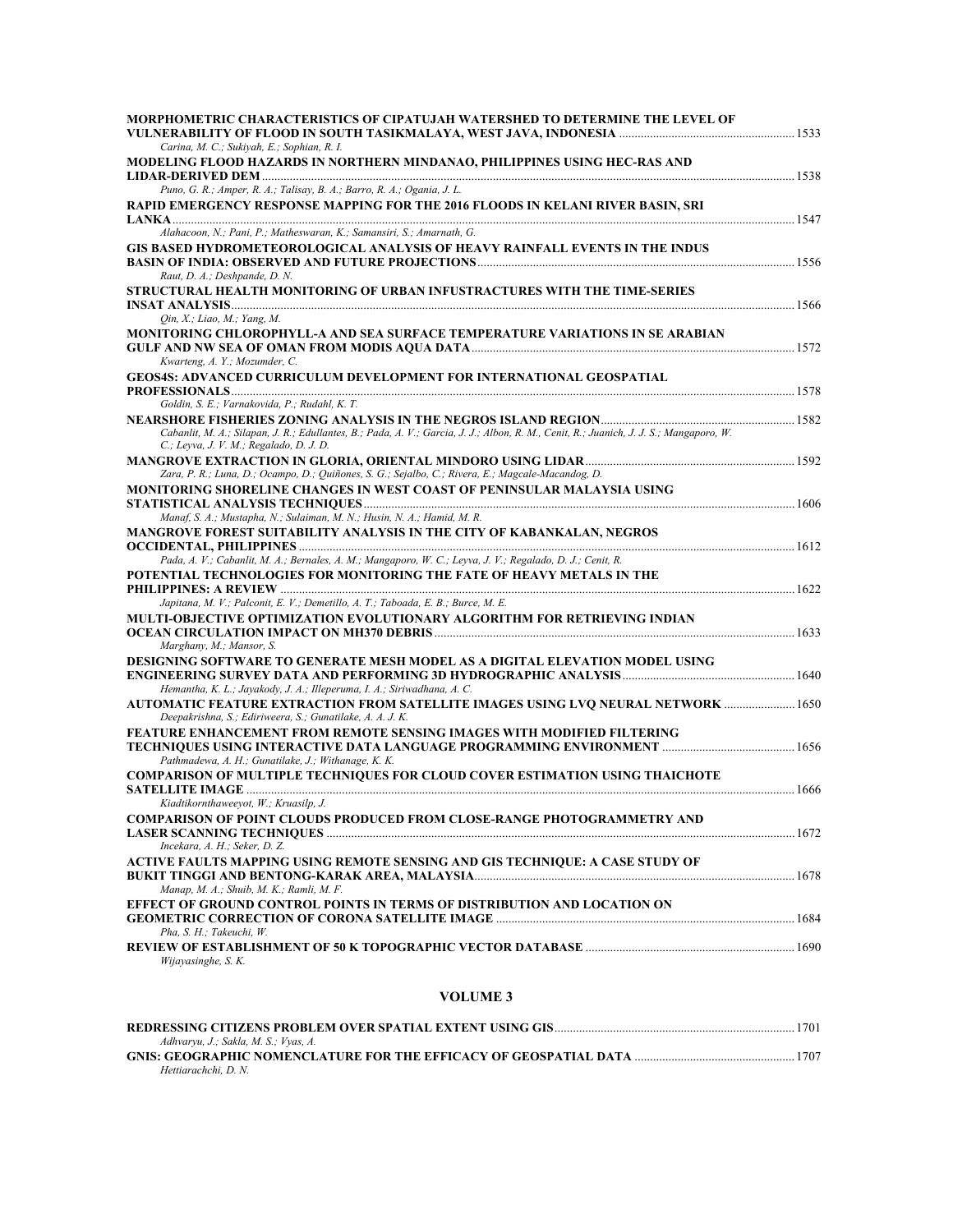**MORPHOMETRIC CHARACTERISTICS OF CIPATUJAH WATERSHED TO DETERMINE THE LEVEL OF VULNERABILITY OF FLOOD IN SOUTH TASIKMALAYA, WEST JAVA, INDONESIA** ........ 1533
*Carina, M. C.; Sukiyah, E.; Sophian, R. I.*

**MODELING FLOOD HAZARDS IN NORTHERN MINDANAO, PHILIPPINES USING HEC-RAS AND LIDAR-DERIVED DEM** ........ 1538
*Puno, G. R.; Amper, R. A.; Talisay, B. A.; Barro, R. A.; Ogania, J. L.*

**RAPID EMERGENCY RESPONSE MAPPING FOR THE 2016 FLOODS IN KELANI RIVER BASIN, SRI LANKA** ........ 1547
*Alahacoon, N.; Pani, P.; Matheswaran, K.; Samansiri, S.; Amarnath, G.*

**GIS BASED HYDROMETEOROLOGICAL ANALYSIS OF HEAVY RAINFALL EVENTS IN THE INDUS BASIN OF INDIA: OBSERVED AND FUTURE PROJECTIONS** ........ 1556
*Raut, D. A.; Deshpande, D. N.*

**STRUCTURAL HEALTH MONITORING OF URBAN INFUSTRACTURES WITH THE TIME-SERIES INSAT ANALYSIS** ........ 1566
*Qin, X.; Liao, M.; Yang, M.*

**MONITORING CHLOROPHYLL-A AND SEA SURFACE TEMPERATURE VARIATIONS IN SE ARABIAN GULF AND NW SEA OF OMAN FROM MODIS AQUA DATA** ........ 1572
*Kwarteng, A. Y.; Mozumder, C.*

**GEOS4S: ADVANCED CURRICULUM DEVELOPMENT FOR INTERNATIONAL GEOSPATIAL PROFESSIONALS** ........ 1578
*Goldin, S. E.; Varnakovida, P.; Rudahl, K. T.*

**NEARSHORE FISHERIES ZONING ANALYSIS IN THE NEGROS ISLAND REGION** ........ 1582
*Cabanlit, M. A.; Silapan, J. R.; Edullantes, B.; Pada, A. V.; Garcia, J. J.; Albon, R. M., Cenit, R.; Juanich, J. J. S.; Mangaporo, W. C.; Leyva, J. V. M.; Regalado, D. J. D.*

**MANGROVE EXTRACTION IN GLORIA, ORIENTAL MINDORO USING LIDAR** ........ 1592
*Zara, P. R.; Luna, D.; Ocampo, D.; Quiñones, S. G.; Sejalbo, C.; Rivera, E.; Magcale-Macandog, D.*

**MONITORING SHORELINE CHANGES IN WEST COAST OF PENINSULAR MALAYSIA USING STATISTICAL ANALYSIS TECHNIQUES** ........ 1606
*Manaf, S. A.; Mustapha, N.; Sulaiman, M. N.; Husin, N. A.; Hamid, M. R.*

**MANGROVE FOREST SUITABILITY ANALYSIS IN THE CITY OF KABANKALAN, NEGROS OCCIDENTAL, PHILIPPINES** ........ 1612
*Pada, A. V.; Cabanlit, M. A.; Bernales, A. M.; Mangaporo, W. C.; Leyva, J. V.; Regalado, D. J.; Cenit, R.*

**POTENTIAL TECHNOLOGIES FOR MONITORING THE FATE OF HEAVY METALS IN THE PHILIPPINES: A REVIEW** ........ 1622
*Japitana, M. V.; Palconit, E. V.; Demetillo, A. T.; Taboada, E. B.; Burce, M. E.*

**MULTI-OBJECTIVE OPTIMIZATION EVOLUTIONARY ALGORITHM FOR RETRIEVING INDIAN OCEAN CIRCULATION IMPACT ON MH370 DEBRIS** ........ 1633
*Marghany, M.; Mansor, S.*

**DESIGNING SOFTWARE TO GENERATE MESH MODEL AS A DIGITAL ELEVATION MODEL USING ENGINEERING SURVEY DATA AND PERFORMING 3D HYDROGRAPHIC ANALYSIS** ........ 1640
*Hemantha, K. L.; Jayakody, J. A.; Illeperuma, I. A.; Siriwadhana, A. C.*

**AUTOMATIC FEATURE EXTRACTION FROM SATELLITE IMAGES USING LVQ NEURAL NETWORK** ........ 1650
*Deepakrishna, S.; Ediriweera, S.; Gunatilake, A. A. J. K.*

**FEATURE ENHANCEMENT FROM REMOTE SENSING IMAGES WITH MODIFIED FILTERING TECHNIQUES USING INTERACTIVE DATA LANGUAGE PROGRAMMING ENVIRONMENT** ........ 1656
*Pathmadewa, A. H.; Gunatilake, J.; Withanage, K. K.*

**COMPARISON OF MULTIPLE TECHNIQUES FOR CLOUD COVER ESTIMATION USING THAICHOTE SATELLITE IMAGE** ........ 1666
*Kiadtikornthaweeyot, W.; Kruasilp, J.*

**COMPARISON OF POINT CLOUDS PRODUCED FROM CLOSE-RANGE PHOTOGRAMMETRY AND LASER SCANNING TECHNIQUES** ........ 1672
*Incekara, A. H.; Seker, D. Z.*

**ACTIVE FAULTS MAPPING USING REMOTE SENSING AND GIS TECHNIQUE: A CASE STUDY OF BUKIT TINGGI AND BENTONG-KARAK AREA, MALAYSIA** ........ 1678
*Manap, M. A.; Shuib, M. K.; Ramli, M. F.*

**EFFECT OF GROUND CONTROL POINTS IN TERMS OF DISTRIBUTION AND LOCATION ON GEOMETRIC CORRECTION OF CORONA SATELLITE IMAGE** ........ 1684
*Pha, S. H.; Takeuchi, W.*

**REVIEW OF ESTABLISHMENT OF 50 K TOPOGRAPHIC VECTOR DATABASE** ........ 1690
*Wijayasinghe, S. K.*

## VOLUME 3

**REDRESSING CITIZENS PROBLEM OVER SPATIAL EXTENT USING GIS** ........ 1701
*Adhvaryu, J.; Sakla, M. S.; Vyas, A.*

**GNIS: GEOGRAPHIC NOMENCLATURE FOR THE EFFICACY OF GEOSPATIAL DATA** ........ 1707
*Hettiarachchi, D. N.*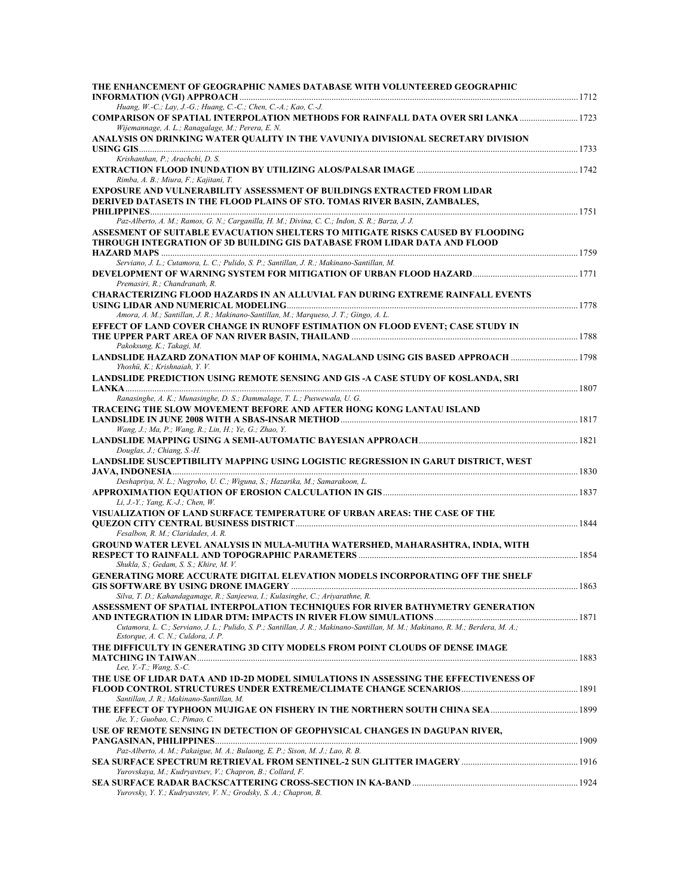**THE ENHANCEMENT OF GEOGRAPHIC NAMES DATABASE WITH VOLUNTEERED GEOGRAPHIC INFORMATION (VGI) APPROACH** ........ 1712
*Huang, W.-C.; Lay, J.-G.; Huang, C.-C.; Chen, C.-A.; Kao, C.-J.*

**COMPARISON OF SPATIAL INTERPOLATION METHODS FOR RAINFALL DATA OVER SRI LANKA** ........ 1723
*Wijemannage, A. L.; Ranagalage, M.; Perera, E. N.*

**ANALYSIS ON DRINKING WATER QUALITY IN THE VAVUNIYA DIVISIONAL SECRETARY DIVISION USING GIS** ........ 1733
*Krishanthan, P.; Arachchi, D. S.*

**EXTRACTION FLOOD INUNDATION BY UTILIZING ALOS/PALSAR IMAGE** ........ 1742
*Rimba, A. B.; Miura, F.; Kajitani, T.*

**EXPOSURE AND VULNERABILITY ASSESSMENT OF BUILDINGS EXTRACTED FROM LIDAR DERIVED DATASETS IN THE FLOOD PLAINS OF STO. TOMAS RIVER BASIN, ZAMBALES, PHILIPPINES** ........ 1751
*Paz-Alberto, A. M.; Ramos, G. N.; Carganilla, H. M.; Divina, C. C.; Indon, S. R.; Barza, J. J.*

**ASSESMENT OF SUITABLE EVACUATION SHELTERS TO MITIGATE RISKS CAUSED BY FLOODING THROUGH INTEGRATION OF 3D BUILDING GIS DATABASE FROM LIDAR DATA AND FLOOD HAZARD MAPS** ........ 1759
*Serviano, J. L.; Cutamora, L. C.; Pulido, S. P.; Santillan, J. R.; Makinano-Santillan, M.*

**DEVELOPMENT OF WARNING SYSTEM FOR MITIGATION OF URBAN FLOOD HAZARD** ........ 1771
*Premasiri, R.; Chandranath, R.*

**CHARACTERIZING FLOOD HAZARDS IN AN ALLUVIAL FAN DURING EXTREME RAINFALL EVENTS USING LIDAR AND NUMERICAL MODELING** ........ 1778
*Amora, A. M.; Santillan, J. R.; Makinano-Santillan, M.; Marqueso, J. T.; Gingo, A. L.*

**EFFECT OF LAND COVER CHANGE IN RUNOFF ESTIMATION ON FLOOD EVENT; CASE STUDY IN THE UPPER PART AREA OF NAN RIVER BASIN, THAILAND** ........ 1788
*Pakoksung, K.; Takagi, M.*

**LANDSLIDE HAZARD ZONATION MAP OF KOHIMA, NAGALAND USING GIS BASED APPROACH** ........ 1798
*Yhoshü, K.; Krishnaiah, Y. V.*

**LANDSLIDE PREDICTION USING REMOTE SENSING AND GIS -A CASE STUDY OF KOSLANDA, SRI LANKA** ........ 1807
*Ranasinghe, A. K.; Munasinghe, D. S.; Dammalage, T. L.; Puswewala, U. G.*

**TRACEING THE SLOW MOVEMENT BEFORE AND AFTER HONG KONG LANTAU ISLAND LANDSLIDE IN JUNE 2008 WITH A SBAS-INSAR METHOD** ........ 1817
*Wang, J.; Ma, P.; Wang, R.; Lin, H.; Ye, G.; Zhao, Y.*

**LANDSLIDE MAPPING USING A SEMI-AUTOMATIC BAYESIAN APPROACH** ........ 1821
*Douglas, J.; Chiang, S.-H.*

**LANDSLIDE SUSCEPTIBILITY MAPPING USING LOGISTIC REGRESSION IN GARUT DISTRICT, WEST JAVA, INDONESIA** ........ 1830
*Deshapriya, N. L.; Nugroho, U. C.; Wiguna, S.; Hazarika, M.; Samarakoon, L.*

**APPROXIMATION EQUATION OF EROSION CALCULATION IN GIS** ........ 1837
*Li, J.-Y.; Yang, K.-J.; Chen, W.*

**VISUALIZATION OF LAND SURFACE TEMPERATURE OF URBAN AREAS: THE CASE OF THE QUEZON CITY CENTRAL BUSINESS DISTRICT** ........ 1844
*Fesalbon, R. M.; Claridades, A. R.*

**GROUND WATER LEVEL ANALYSIS IN MULA-MUTHA WATERSHED, MAHARASHTRA, INDIA, WITH RESPECT TO RAINFALL AND TOPOGRAPHIC PARAMETERS** ........ 1854
*Shukla, S.; Gedam, S. S.; Khire, M. V.*

**GENERATING MORE ACCURATE DIGITAL ELEVATION MODELS INCORPORATING OFF THE SHELF GIS SOFTWARE BY USING DRONE IMAGERY** ........ 1863
*Silva, T. D.; Kahandagamage, R.; Sanjeewa, I.; Kulasinghe, C.; Ariyarathne, R.*

**ASSESSMENT OF SPATIAL INTERPOLATION TECHNIQUES FOR RIVER BATHYMETRY GENERATION AND INTEGRATION IN LIDAR DTM: IMPACTS IN RIVER FLOW SIMULATIONS** ........ 1871
*Cutamora, L. C.; Serviano, J. L.; Pulido, S. P.; Santillan, J. R.; Makinano-Santillan, M. M.; Makinano, R. M.; Berdera, M. A.; Estorque, A. C. N.; Culdora, J. P.*

**THE DIFFICULTY IN GENERATING 3D CITY MODELS FROM POINT CLOUDS OF DENSE IMAGE MATCHING IN TAIWAN** ........ 1883
*Lee, Y.-T.; Wang, S.-C.*

**THE USE OF LIDAR DATA AND 1D-2D MODEL SIMULATIONS IN ASSESSING THE EFFECTIVENESS OF FLOOD CONTROL STRUCTURES UNDER EXTREME/CLIMATE CHANGE SCENARIOS** ........ 1891
*Santillan, J. R.; Makinano-Santillan, M.*

**THE EFFECT OF TYPHOON MUJIGAE ON FISHERY IN THE NORTHERN SOUTH CHINA SEA** ........ 1899
*Jie, Y.; Guobao, C.; Pimao, C.*

**USE OF REMOTE SENSING IN DETECTION OF GEOPHYSICAL CHANGES IN DAGUPAN RIVER, PANGASINAN, PHILIPPINES** ........ 1909
*Paz-Alberto, A. M.; Pakaigue, M. A.; Bulaong, E. P.; Sison, M. J.; Lao, R. B.*

**SEA SURFACE SPECTRUM RETRIEVAL FROM SENTINEL-2 SUN GLITTER IMAGERY** ........ 1916
*Yurovskaya, M.; Kudryavtsev, V.; Chapron, B.; Collard, F.*

**SEA SURFACE RADAR BACKSCATTERING CROSS-SECTION IN KA-BAND** ........ 1924
*Yurovsky, Y. Y.; Kudryavstev, V. N.; Grodsky, S. A.; Chapron, B.*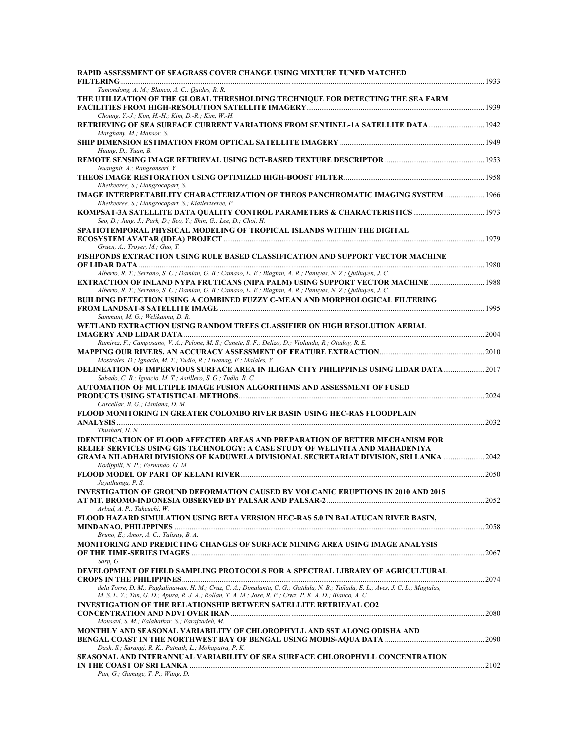**RAPID ASSESSMENT OF SEAGRASS COVER CHANGE USING MIXTURE TUNED MATCHED FILTERING** ........ 1933
*Tamondong, A. M.; Blanco, A. C.; Quides, R. R.*

**THE UTILIZATION OF THE GLOBAL THRESHOLDING TECHNIQUE FOR DETECTING THE SEA FARM FACILITIES FROM HIGH-RESOLUTION SATELLITE IMAGERY** ........ 1939
*Choung, Y.-J.; Kim, H.-H.; Kim, D.-R.; Kim, W.-H.*

**RETRIEVING OF SEA SURFACE CURRENT VARIATIONS FROM SENTINEL-1A SATELLITE DATA** ........ 1942
*Marghany, M.; Mansor, S.*

**SHIP DIMENSION ESTIMATION FROM OPTICAL SATELLITE IMAGERY** ........ 1949
*Huang, D.; Yuan, B.*

**REMOTE SENSING IMAGE RETRIEVAL USING DCT-BASED TEXTURE DESCRIPTOR** ........ 1953
*Nuangnit, A.; Rangsanseri, Y.*

**THEOS IMAGE RESTORATION USING OPTIMIZED HIGH-BOOST FILTER** ........ 1958
*Khetkeeree, S.; Liangrocapart, S.*

**IMAGE INTERPRETABILITY CHARACTERIZATION OF THEOS PANCHROMATIC IMAGING SYSTEM** ........ 1966
*Khetkeeree, S.; Liangrocapart, S.; Kiatlertseree, P.*

**KOMPSAT-3A SATELLITE DATA QUALITY CONTROL PARAMETERS & CHARACTERISTICS** ........ 1973
*Seo, D.; Jung, J.; Park, D.; Seo, Y.; Shin, G.; Lee, D.; Choi, H.*

**SPATIOTEMPORAL PHYSICAL MODELING OF TROPICAL ISLANDS WITHIN THE DIGITAL ECOSYSTEM AVATAR (IDEA) PROJECT** ........ 1979
*Gruen, A.; Troyer, M.; Guo, T.*

**FISHPONDS EXTRACTION USING RULE BASED CLASSIFICATION AND SUPPORT VECTOR MACHINE OF LIDAR DATA** ........ 1980
*Alberto, R. T.; Serrano, S. C.; Damian, G. B.; Camaso, E. E.; Biagtan, A. R.; Panuyas, N. Z.; Quibuyen, J. C.*

**EXTRACTION OF INLAND NYPA FRUTICANS (NIPA PALM) USING SUPPORT VECTOR MACHINE** ........ 1988
*Alberto, R. T.; Serrano, S. C.; Damian, G. B.; Camaso, E. E.; Biagtan, A. R.; Panuyas, N. Z.; Quibuyen, J. C.*

**BUILDING DETECTION USING A COMBINED FUZZY C-MEAN AND MORPHOLOGICAL FILTERING FROM LANDSAT-8 SATELLITE IMAGE** ........ 1995
*Sammani, M. G.; Welikanna, D. R.*

**WETLAND EXTRACTION USING RANDOM TREES CLASSIFIER ON HIGH RESOLUTION AERIAL IMAGERY AND LIDAR DATA** ........ 2004
*Ramirez, F.; Camposano, V. A.; Pelone, M. S.; Canete, S. F.; Delizo, D.; Violanda, R.; Otadoy, R. E.*

**MAPPING OUR RIVERS. AN ACCURACY ASSESSMENT OF FEATURE EXTRACTION** ........ 2010
*Mostrales, D.; Ignacio, M. T.; Tudio, R.; Liwanag, F.; Malales, V.*

**DELINEATION OF IMPERVIOUS SURFACE AREA IN ILIGAN CITY PHILIPPINES USING LIDAR DATA** ........ 2017
*Sabado, C. B.; Ignacio, M. T.; Astillero, S. G.; Tudio, R. C.*

**AUTOMATION OF MULTIPLE IMAGE FUSION ALGORITHMS AND ASSESSMENT OF FUSED PRODUCTS USING STATISTICAL METHODS** ........ 2024
*Carcellar, B. G.; Lisniana, D. M.*

**FLOOD MONITORING IN GREATER COLOMBO RIVER BASIN USING HEC-RAS FLOODPLAIN ANALYSIS** ........ 2032
*Thushari, H. N.*

**IDENTIFICATION OF FLOOD AFFECTED AREAS AND PREPARATION OF BETTER MECHANISM FOR RELIEF SERVICES USING GIS TECHNOLOGY: A CASE STUDY OF WELIVITA AND MAHADENIYA GRAMA NILADHARI DIVISIONS OF KADUWELA DIVISIONAL SECRETARIAT DIVISION, SRI LANKA** ........ 2042
*Kodippili, N. P.; Fernando, G. M.*

**FLOOD MODEL OF PART OF KELANI RIVER** ........ 2050
*Jayathunga, P. S.*

**INVESTIGATION OF GROUND DEFORMATION CAUSED BY VOLCANIC ERUPTIONS IN 2010 AND 2015 AT MT. BROMO-INDONESIA OBSERVED BY PALSAR AND PALSAR-2** ........ 2052
*Arbad, A. P.; Takeuchi, W.*

**FLOOD HAZARD SIMULATION USING BETA VERSION HEC-RAS 5.0 IN BALATUCAN RIVER BASIN, MINDANAO, PHILIPPINES** ........ 2058
*Bruno, E.; Amor, A. C.; Talisay, B. A.*

**MONITORING AND PREDICTING CHANGES OF SURFACE MINING AREA USING IMAGE ANALYSIS OF THE TIME-SERIES IMAGES** ........ 2067
*Sarp, G.*

**DEVELOPMENT OF FIELD SAMPLING PROTOCOLS FOR A SPECTRAL LIBRARY OF AGRICULTURAL CROPS IN THE PHILIPPINES** ........ 2074
*dela Torre, D. M.; Pagkalinawan, H. M.; Cruz, C. A.; Dimalanta, C. G.; Gatdula, N. B.; Tañada, E. L.; Aves, J. C. L.; Magtalas, M. S. L. Y.; Tan, G. D.; Apura, R. J. A.; Rollan, T. A. M.; Jose, R. P.; Cruz, P. K. A. D.; Blanco, A. C.*

**INVESTIGATION OF THE RELATIONSHIP BETWEEN SATELLITE RETRIEVAL CO2 CONCENTRATION AND NDVI OVER IRAN** ........ 2080
*Mousavi, S. M.; Falahatkar, S.; Farajzadeh, M.*

**MONTHLY AND SEASONAL VARIABILITY OF CHLOROPHYLL AND SST ALONG ODISHA AND BENGAL COAST IN THE NORTHWEST BAY OF BENGAL USING MODIS-AQUA DATA** ........ 2090
*Dash, S.; Sarangi, R. K.; Patnaik, L.; Mohapatra, P. K.*

**SEASONAL AND INTERANNUAL VARIABILITY OF SEA SURFACE CHLOROPHYLL CONCENTRATION IN THE COAST OF SRI LANKA** ........ 2102
*Pan, G.; Gamage, T. P.; Wang, D.*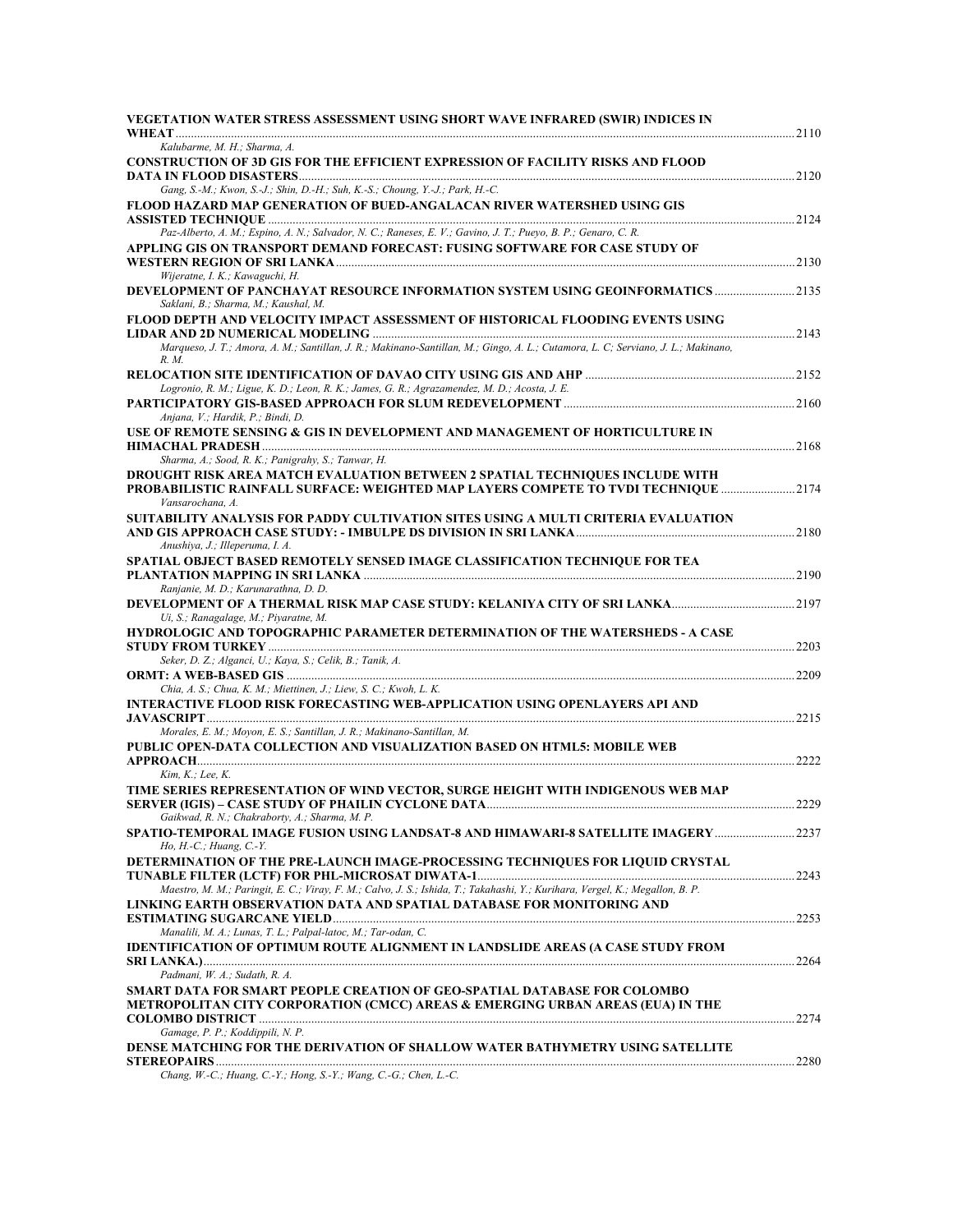**VEGETATION WATER STRESS ASSESSMENT USING SHORT WAVE INFRARED (SWIR) INDICES IN WHEAT** ........ 2110
*Kalubarme, M. H.; Sharma, A.*

**CONSTRUCTION OF 3D GIS FOR THE EFFICIENT EXPRESSION OF FACILITY RISKS AND FLOOD DATA IN FLOOD DISASTERS** ........ 2120
*Gang, S.-M.; Kwon, S.-J.; Shin, D.-H.; Suh, K.-S.; Choung, Y.-J.; Park, H.-C.*

**FLOOD HAZARD MAP GENERATION OF BUED-ANGALACAN RIVER WATERSHED USING GIS ASSISTED TECHNIQUE** ........ 2124
*Paz-Alberto, A. M.; Espino, A. N.; Salvador, N. C.; Raneses, E. V.; Gavino, J. T.; Pueyo, B. P.; Genaro, C. R.*

**APPLING GIS ON TRANSPORT DEMAND FORECAST: FUSING SOFTWARE FOR CASE STUDY OF WESTERN REGION OF SRI LANKA** ........ 2130
*Wijeratne, I. K.; Kawaguchi, H.*

**DEVELOPMENT OF PANCHAYAT RESOURCE INFORMATION SYSTEM USING GEOINFORMATICS** ........ 2135
*Saklani, B.; Sharma, M.; Kaushal, M.*

**FLOOD DEPTH AND VELOCITY IMPACT ASSESSMENT OF HISTORICAL FLOODING EVENTS USING LIDAR AND 2D NUMERICAL MODELING** ........ 2143
*Marqueso, J. T.; Amora, A. M.; Santillan, J. R.; Makinano-Santillan, M.; Gingo, A. L.; Cutamora, L. C; Serviano, J. L.; Makinano, R. M.*

**RELOCATION SITE IDENTIFICATION OF DAVAO CITY USING GIS AND AHP** ........ 2152
*Logronio, R. M.; Ligue, K. D.; Leon, R. K.; James, G. R.; Agrazamendez, M. D.; Acosta, J. E.*

**PARTICIPATORY GIS-BASED APPROACH FOR SLUM REDEVELOPMENT** ........ 2160
*Anjana, V.; Hardik, P.; Bindi, D.*

**USE OF REMOTE SENSING & GIS IN DEVELOPMENT AND MANAGEMENT OF HORTICULTURE IN HIMACHAL PRADESH** ........ 2168
*Sharma, A.; Sood, R. K.; Panigrahy, S.; Tanwar, H.*

**DROUGHT RISK AREA MATCH EVALUATION BETWEEN 2 SPATIAL TECHNIQUES INCLUDE WITH PROBABILISTIC RAINFALL SURFACE: WEIGHTED MAP LAYERS COMPETE TO TVDI TECHNIQUE** ........ 2174
*Vansarochana, A.*

**SUITABILITY ANALYSIS FOR PADDY CULTIVATION SITES USING A MULTI CRITERIA EVALUATION AND GIS APPROACH CASE STUDY: - IMBULPE DS DIVISION IN SRI LANKA** ........ 2180
*Anushiya, J.; Illeperuma, I. A.*

**SPATIAL OBJECT BASED REMOTELY SENSED IMAGE CLASSIFICATION TECHNIQUE FOR TEA PLANTATION MAPPING IN SRI LANKA** ........ 2190
*Ranjanie, M. D.; Karunarathna, D. D.*

**DEVELOPMENT OF A THERMAL RISK MAP CASE STUDY: KELANIYA CITY OF SRI LANKA** ........ 2197
*Ui, S.; Ranagalage, M.; Piyaratne, M.*

**HYDROLOGIC AND TOPOGRAPHIC PARAMETER DETERMINATION OF THE WATERSHEDS - A CASE STUDY FROM TURKEY** ........ 2203
*Seker, D. Z.; Alganci, U.; Kaya, S.; Celik, B.; Tanik, A.*

**ORMT: A WEB-BASED GIS** ........ 2209
*Chia, A. S.; Chua, K. M.; Miettinen, J.; Liew, S. C.; Kwoh, L. K.*

**INTERACTIVE FLOOD RISK FORECASTING WEB-APPLICATION USING OPENLAYERS API AND JAVASCRIPT** ........ 2215
*Morales, E. M.; Moyon, E. S.; Santillan, J. R.; Makinano-Santillan, M.*

**PUBLIC OPEN-DATA COLLECTION AND VISUALIZATION BASED ON HTML5: MOBILE WEB APPROACH** ........ 2222
*Kim, K.; Lee, K.*

**TIME SERIES REPRESENTATION OF WIND VECTOR, SURGE HEIGHT WITH INDIGENOUS WEB MAP SERVER (IGIS) – CASE STUDY OF PHAILIN CYCLONE DATA** ........ 2229
*Gaikwad, R. N.; Chakraborty, A.; Sharma, M. P.*

**SPATIO-TEMPORAL IMAGE FUSION USING LANDSAT-8 AND HIMAWARI-8 SATELLITE IMAGERY** ........ 2237
*Ho, H.-C.; Huang, C.-Y.*

**DETERMINATION OF THE PRE-LAUNCH IMAGE-PROCESSING TECHNIQUES FOR LIQUID CRYSTAL TUNABLE FILTER (LCTF) FOR PHL-MICROSAT DIWATA-1** ........ 2243
*Maestro, M. M.; Paringit, E. C.; Viray, F. M.; Calvo, J. S.; Ishida, T.; Takahashi, Y.; Kurihara, Vergel, K.; Megallon, B. P.*

**LINKING EARTH OBSERVATION DATA AND SPATIAL DATABASE FOR MONITORING AND ESTIMATING SUGARCANE YIELD** ........ 2253
*Manalili, M. A.; Lunas, T. L.; Palpal-latoc, M.; Tar-odan, C.*

**IDENTIFICATION OF OPTIMUM ROUTE ALIGNMENT IN LANDSLIDE AREAS (A CASE STUDY FROM SRI LANKA.)** ........ 2264
*Padmani, W. A.; Sudath, R. A.*

**SMART DATA FOR SMART PEOPLE CREATION OF GEO-SPATIAL DATABASE FOR COLOMBO METROPOLITAN CITY CORPORATION (CMCC) AREAS & EMERGING URBAN AREAS (EUA) IN THE COLOMBO DISTRICT** ........ 2274
*Gamage, P. P.; Koddippili, N. P.*

**DENSE MATCHING FOR THE DERIVATION OF SHALLOW WATER BATHYMETRY USING SATELLITE STEREOPAIRS** ........ 2280
*Chang, W.-C.; Huang, C.-Y.; Hong, S.-Y.; Wang, C.-G.; Chen, L.-C.*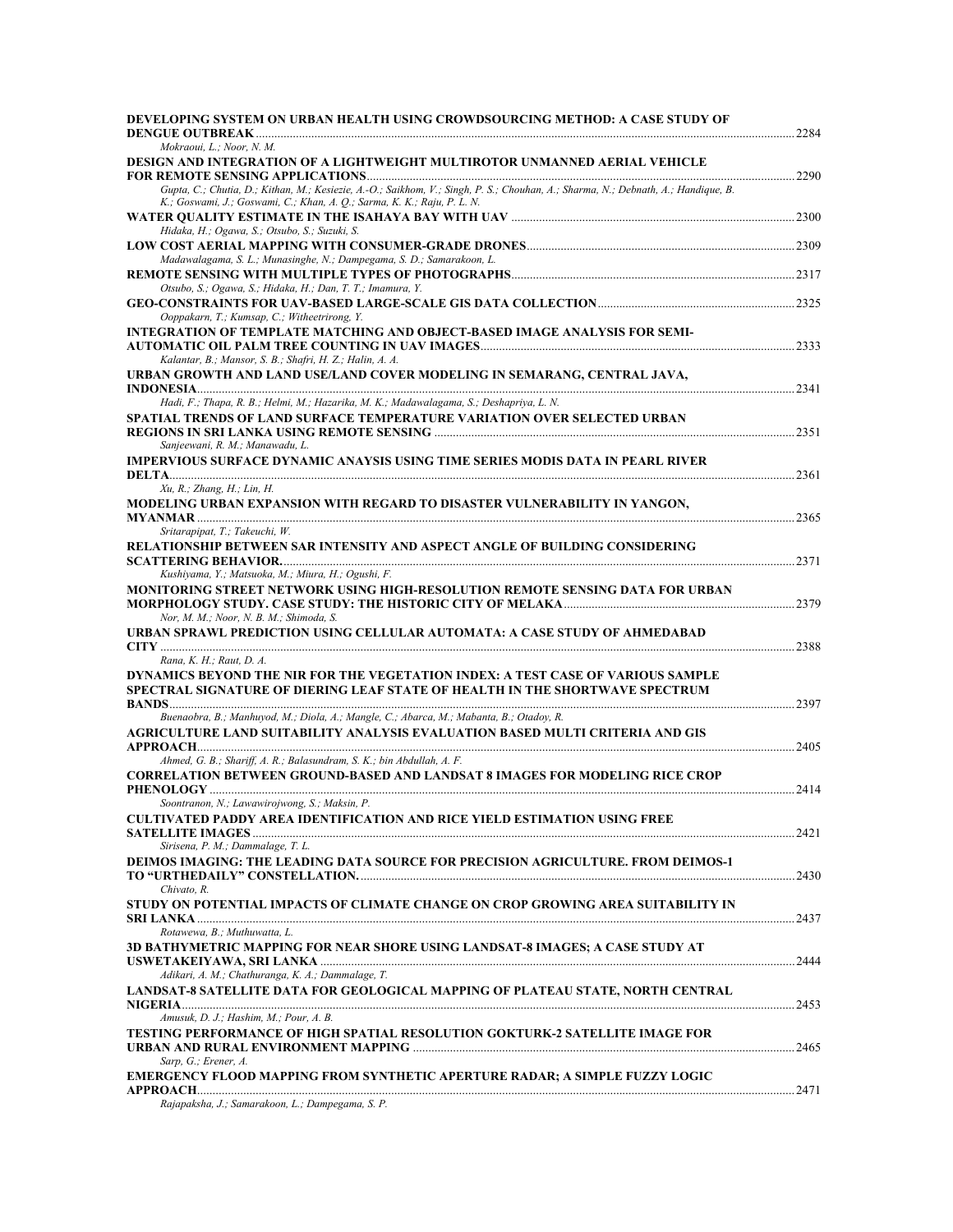**DEVELOPING SYSTEM ON URBAN HEALTH USING CROWDSOURCING METHOD: A CASE STUDY OF DENGUE OUTBREAK** ........ 2284
*Mokraoui, L.; Noor, N. M.*

**DESIGN AND INTEGRATION OF A LIGHTWEIGHT MULTIROTOR UNMANNED AERIAL VEHICLE FOR REMOTE SENSING APPLICATIONS** ........ 2290
*Gupta, C.; Chutia, D.; Kithan, M.; Kesiezie, A.-O.; Saikhom, V.; Singh, P. S.; Chouhan, A.; Sharma, N.; Debnath, A.; Handique, B. K.; Goswami, J.; Goswami, C.; Khan, A. Q.; Sarma, K. K.; Raju, P. L. N.*

**WATER QUALITY ESTIMATE IN THE ISAHAYA BAY WITH UAV** ........ 2300
*Hidaka, H.; Ogawa, S.; Otsubo, S.; Suzuki, S.*

**LOW COST AERIAL MAPPING WITH CONSUMER-GRADE DRONES** ........ 2309
*Madawalagama, S. L.; Munasinghe, N.; Dampegama, S. D.; Samarakoon, L.*

**REMOTE SENSING WITH MULTIPLE TYPES OF PHOTOGRAPHS** ........ 2317
*Otsubo, S.; Ogawa, S.; Hidaka, H.; Dan, T. T.; Imamura, Y.*

**GEO-CONSTRAINTS FOR UAV-BASED LARGE-SCALE GIS DATA COLLECTION** ........ 2325
*Ooppakarn, T.; Kumsap, C.; Witheetrirong, Y.*

**INTEGRATION OF TEMPLATE MATCHING AND OBJECT-BASED IMAGE ANALYSIS FOR SEMI-AUTOMATIC OIL PALM TREE COUNTING IN UAV IMAGES** ........ 2333
*Kalantar, B.; Mansor, S. B.; Shafri, H. Z.; Halin, A. A.*

**URBAN GROWTH AND LAND USE/LAND COVER MODELING IN SEMARANG, CENTRAL JAVA, INDONESIA** ........ 2341
*Hadi, F.; Thapa, R. B.; Helmi, M.; Hazarika, M. K.; Madawalagama, S.; Deshapriya, L. N.*

**SPATIAL TRENDS OF LAND SURFACE TEMPERATURE VARIATION OVER SELECTED URBAN REGIONS IN SRI LANKA USING REMOTE SENSING** ........ 2351
*Sanjeewani, R. M.; Manawadu, L.*

**IMPERVIOUS SURFACE DYNAMIC ANAYSIS USING TIME SERIES MODIS DATA IN PEARL RIVER DELTA** ........ 2361
*Xu, R.; Zhang, H.; Lin, H.*

**MODELING URBAN EXPANSION WITH REGARD TO DISASTER VULNERABILITY IN YANGON, MYANMAR** ........ 2365
*Sritarapipat, T.; Takeuchi, W.*

**RELATIONSHIP BETWEEN SAR INTENSITY AND ASPECT ANGLE OF BUILDING CONSIDERING SCATTERING BEHAVIOR.** ........ 2371
*Kushiyama, Y.; Matsuoka, M.; Miura, H.; Ogushi, F.*

**MONITORING STREET NETWORK USING HIGH-RESOLUTION REMOTE SENSING DATA FOR URBAN MORPHOLOGY STUDY. CASE STUDY: THE HISTORIC CITY OF MELAKA** ........ 2379
*Nor, M. M.; Noor, N. B. M.; Shimoda, S.*

**URBAN SPRAWL PREDICTION USING CELLULAR AUTOMATA: A CASE STUDY OF AHMEDABAD CITY** ........ 2388
*Rana, K. H.; Raut, D. A.*

**DYNAMICS BEYOND THE NIR FOR THE VEGETATION INDEX: A TEST CASE OF VARIOUS SAMPLE SPECTRAL SIGNATURE OF DIERING LEAF STATE OF HEALTH IN THE SHORTWAVE SPECTRUM BANDS** ........ 2397
*Buenaobra, B.; Manhuyod, M.; Diola, A.; Mangle, C.; Abarca, M.; Mabanta, B.; Otadoy, R.*

**AGRICULTURE LAND SUITABILITY ANALYSIS EVALUATION BASED MULTI CRITERIA AND GIS APPROACH** ........ 2405
*Ahmed, G. B.; Shariff, A. R.; Balasundram, S. K.; bin Abdullah, A. F.*

**CORRELATION BETWEEN GROUND-BASED AND LANDSAT 8 IMAGES FOR MODELING RICE CROP PHENOLOGY** ........ 2414
*Soontranon, N.; Lawawirojwong, S.; Maksin, P.*

**CULTIVATED PADDY AREA IDENTIFICATION AND RICE YIELD ESTIMATION USING FREE SATELLITE IMAGES** ........ 2421
*Sirisena, P. M.; Dammalage, T. L.*

**DEIMOS IMAGING: THE LEADING DATA SOURCE FOR PRECISION AGRICULTURE. FROM DEIMOS-1 TO "URTHEDAILY" CONSTELLATION.** ........ 2430
*Chivato, R.*

**STUDY ON POTENTIAL IMPACTS OF CLIMATE CHANGE ON CROP GROWING AREA SUITABILITY IN SRI LANKA** ........ 2437
*Rotawewa, B.; Muthuwatta, L.*

**3D BATHYMETRIC MAPPING FOR NEAR SHORE USING LANDSAT-8 IMAGES; A CASE STUDY AT USWETAKEIYAWA, SRI LANKA** ........ 2444
*Adikari, A. M.; Chathuranga, K. A.; Dammalage, T.*

**LANDSAT-8 SATELLITE DATA FOR GEOLOGICAL MAPPING OF PLATEAU STATE, NORTH CENTRAL NIGERIA** ........ 2453
*Amusuk, D. J.; Hashim, M.; Pour, A. B.*

**TESTING PERFORMANCE OF HIGH SPATIAL RESOLUTION GOKTURK-2 SATELLITE IMAGE FOR URBAN AND RURAL ENVIRONMENT MAPPING** ........ 2465
*Sarp, G.; Erener, A.*

**EMERGENCY FLOOD MAPPING FROM SYNTHETIC APERTURE RADAR; A SIMPLE FUZZY LOGIC APPROACH** ........ 2471
*Rajapaksha, J.; Samarakoon, L.; Dampegama, S. P.*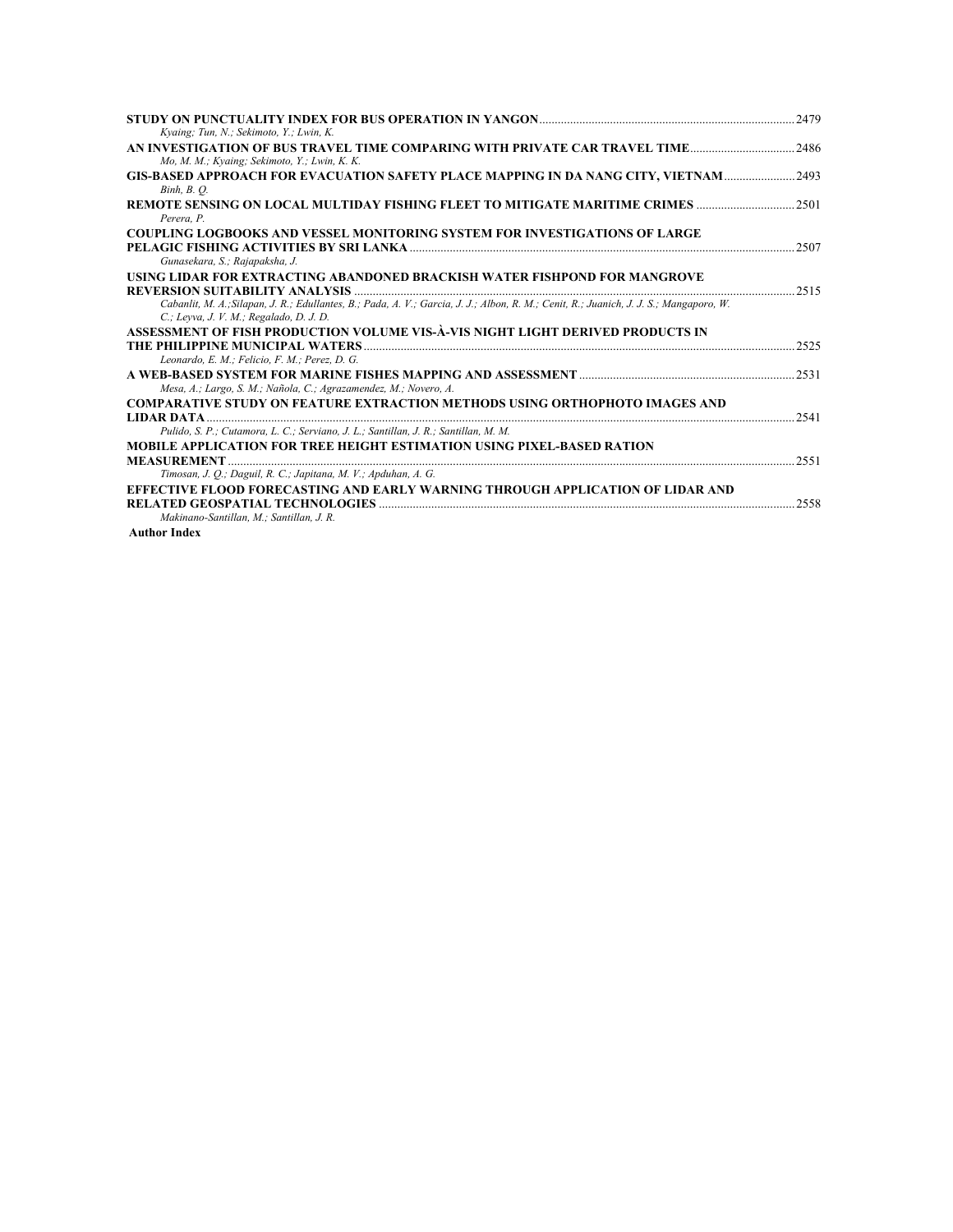**STUDY ON PUNCTUALITY INDEX FOR BUS OPERATION IN YANGON** .......... 2479
*Kyaing; Tun, N.; Sekimoto, Y.; Lwin, K.*

**AN INVESTIGATION OF BUS TRAVEL TIME COMPARING WITH PRIVATE CAR TRAVEL TIME** .......... 2486
*Mo, M. M.; Kyaing; Sekimoto, Y.; Lwin, K. K.*

**GIS-BASED APPROACH FOR EVACUATION SAFETY PLACE MAPPING IN DA NANG CITY, VIETNAM** .......... 2493
*Binh, B. Q.*

**REMOTE SENSING ON LOCAL MULTIDAY FISHING FLEET TO MITIGATE MARITIME CRIMES** .......... 2501
*Perera, P.*

**COUPLING LOGBOOKS AND VESSEL MONITORING SYSTEM FOR INVESTIGATIONS OF LARGE PELAGIC FISHING ACTIVITIES BY SRI LANKA** .......... 2507
*Gunasekara, S.; Rajapaksha, J.*

**USING LIDAR FOR EXTRACTING ABANDONED BRACKISH WATER FISHPOND FOR MANGROVE REVERSION SUITABILITY ANALYSIS** .......... 2515
*Cabanlit, M. A.;Silapan, J. R.; Edullantes, B.; Pada, A. V.; Garcia, J. J.; Albon, R. M.; Cenit, R.; Juanich, J. J. S.; Mangaporo, W. C.; Leyva, J. V. M.; Regalado, D. J. D.*

**ASSESSMENT OF FISH PRODUCTION VOLUME VIS-À-VIS NIGHT LIGHT DERIVED PRODUCTS IN THE PHILIPPINE MUNICIPAL WATERS** .......... 2525
*Leonardo, E. M.; Felicio, F. M.; Perez, D. G.*

**A WEB-BASED SYSTEM FOR MARINE FISHES MAPPING AND ASSESSMENT** .......... 2531
*Mesa, A.; Largo, S. M.; Nañola, C.; Agrazamendez, M.; Novero, A.*

**COMPARATIVE STUDY ON FEATURE EXTRACTION METHODS USING ORTHOPHOTO IMAGES AND LIDAR DATA** .......... 2541
*Pulido, S. P.; Cutamora, L. C.; Serviano, J. L.; Santillan, J. R.; Santillan, M. M.*

**MOBILE APPLICATION FOR TREE HEIGHT ESTIMATION USING PIXEL-BASED RATION MEASUREMENT** .......... 2551
*Timosan, J. Q.; Daguil, R. C.; Japitana, M. V.; Apduhan, A. G.*

**EFFECTIVE FLOOD FORECASTING AND EARLY WARNING THROUGH APPLICATION OF LIDAR AND RELATED GEOSPATIAL TECHNOLOGIES** .......... 2558
*Makinano-Santillan, M.; Santillan, J. R.*

**Author Index**